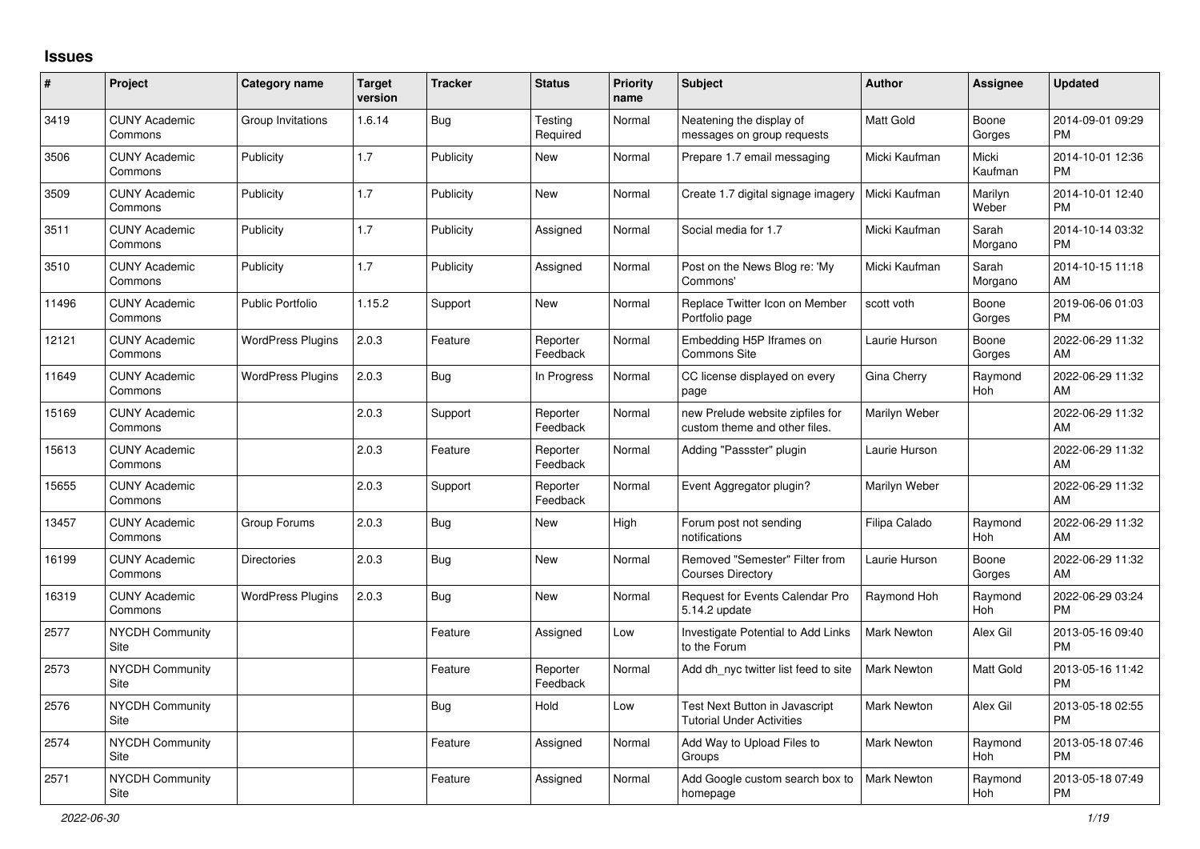## Issues

| # | Project | Category name | Target version | Tracker | Status | Priority name | Subject | Author | Assignee | Updated |
|---|---|---|---|---|---|---|---|---|---|---|
| 3419 | CUNY Academic Commons | Group Invitations | 1.6.14 | Bug | Testing Required | Normal | Neatening the display of messages on group requests | Matt Gold | Boone Gorges | 2014-09-01 09:29 PM |
| 3506 | CUNY Academic Commons | Publicity | 1.7 | Publicity | New | Normal | Prepare 1.7 email messaging | Micki Kaufman | Micki Kaufman | 2014-10-01 12:36 PM |
| 3509 | CUNY Academic Commons | Publicity | 1.7 | Publicity | New | Normal | Create 1.7 digital signage imagery | Micki Kaufman | Marilyn Weber | 2014-10-01 12:40 PM |
| 3511 | CUNY Academic Commons | Publicity | 1.7 | Publicity | Assigned | Normal | Social media for 1.7 | Micki Kaufman | Sarah Morgano | 2014-10-14 03:32 PM |
| 3510 | CUNY Academic Commons | Publicity | 1.7 | Publicity | Assigned | Normal | Post on the News Blog re: 'My Commons' | Micki Kaufman | Sarah Morgano | 2014-10-15 11:18 AM |
| 11496 | CUNY Academic Commons | Public Portfolio | 1.15.2 | Support | New | Normal | Replace Twitter Icon on Member Portfolio page | scott voth | Boone Gorges | 2019-06-06 01:03 PM |
| 12121 | CUNY Academic Commons | WordPress Plugins | 2.0.3 | Feature | Reporter Feedback | Normal | Embedding H5P Iframes on Commons Site | Laurie Hurson | Boone Gorges | 2022-06-29 11:32 AM |
| 11649 | CUNY Academic Commons | WordPress Plugins | 2.0.3 | Bug | In Progress | Normal | CC license displayed on every page | Gina Cherry | Raymond Hoh | 2022-06-29 11:32 AM |
| 15169 | CUNY Academic Commons | | 2.0.3 | Support | Reporter Feedback | Normal | new Prelude website zipfiles for custom theme and other files. | Marilyn Weber | | 2022-06-29 11:32 AM |
| 15613 | CUNY Academic Commons | | 2.0.3 | Feature | Reporter Feedback | Normal | Adding "Passster" plugin | Laurie Hurson | | 2022-06-29 11:32 AM |
| 15655 | CUNY Academic Commons | | 2.0.3 | Support | Reporter Feedback | Normal | Event Aggregator plugin? | Marilyn Weber | | 2022-06-29 11:32 AM |
| 13457 | CUNY Academic Commons | Group Forums | 2.0.3 | Bug | New | High | Forum post not sending notifications | Filipa Calado | Raymond Hoh | 2022-06-29 11:32 AM |
| 16199 | CUNY Academic Commons | Directories | 2.0.3 | Bug | New | Normal | Removed "Semester" Filter from Courses Directory | Laurie Hurson | Boone Gorges | 2022-06-29 11:32 AM |
| 16319 | CUNY Academic Commons | WordPress Plugins | 2.0.3 | Bug | New | Normal | Request for Events Calendar Pro 5.14.2 update | Raymond Hoh | Raymond Hoh | 2022-06-29 03:24 PM |
| 2577 | NYCDH Community Site | | | Feature | Assigned | Low | Investigate Potential to Add Links to the Forum | Mark Newton | Alex Gil | 2013-05-16 09:40 PM |
| 2573 | NYCDH Community Site | | | Feature | Reporter Feedback | Normal | Add dh_nyc twitter list feed to site | Mark Newton | Matt Gold | 2013-05-16 11:42 PM |
| 2576 | NYCDH Community Site | | | Bug | Hold | Low | Test Next Button in Javascript Tutorial Under Activities | Mark Newton | Alex Gil | 2013-05-18 02:55 PM |
| 2574 | NYCDH Community Site | | | Feature | Assigned | Normal | Add Way to Upload Files to Groups | Mark Newton | Raymond Hoh | 2013-05-18 07:46 PM |
| 2571 | NYCDH Community Site | | | Feature | Assigned | Normal | Add Google custom search box to homepage | Mark Newton | Raymond Hoh | 2013-05-18 07:49 PM |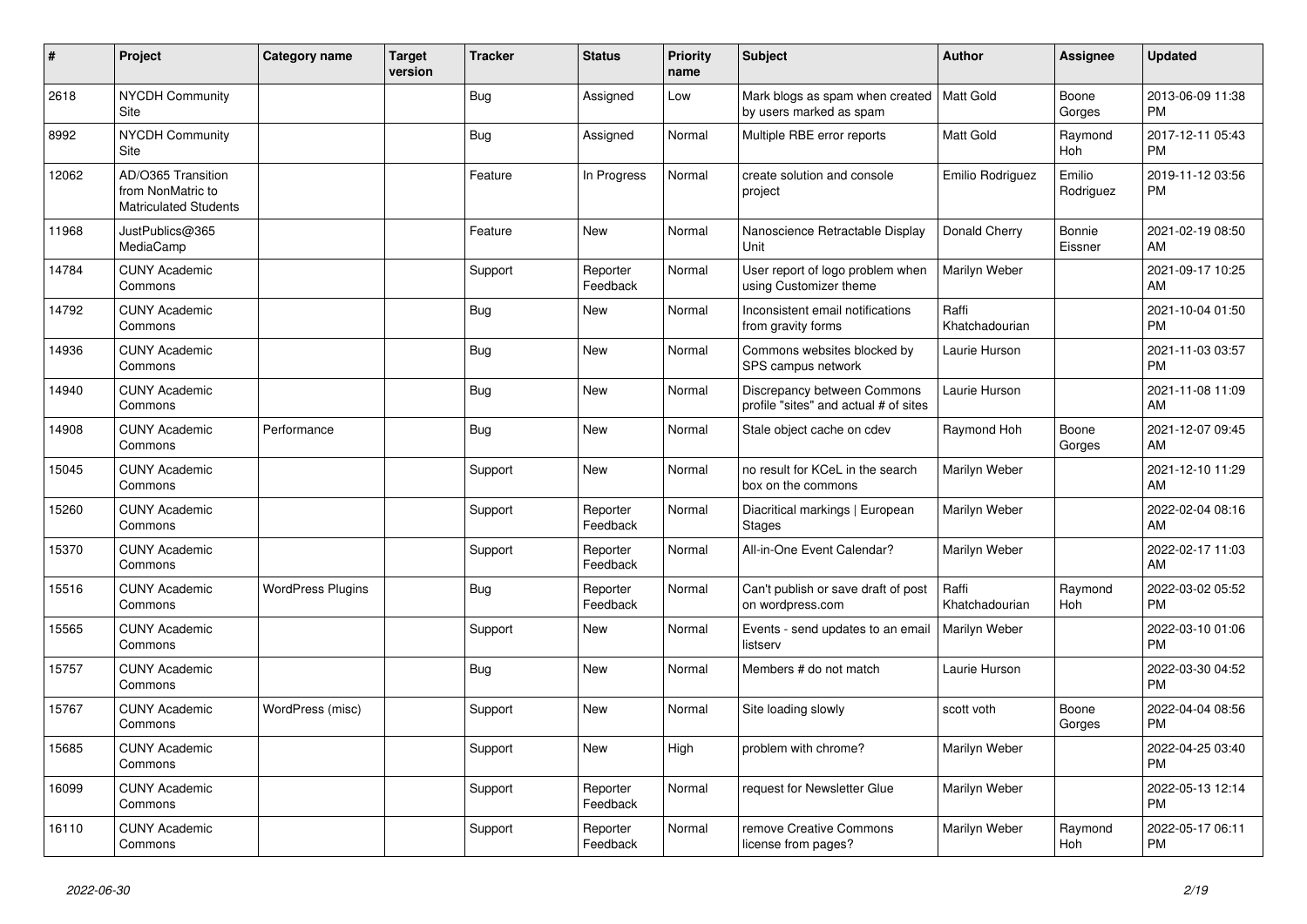| # | Project | Category name | Target version | Tracker | Status | Priority name | Subject | Author | Assignee | Updated |
|---|---|---|---|---|---|---|---|---|---|---|
| 2618 | NYCDH Community Site | | | Bug | Assigned | Low | Mark blogs as spam when created by users marked as spam | Matt Gold | Boone Gorges | 2013-06-09 11:38 PM |
| 8992 | NYCDH Community Site | | | Bug | Assigned | Normal | Multiple RBE error reports | Matt Gold | Raymond Hoh | 2017-12-11 05:43 PM |
| 12062 | AD/O365 Transition from NonMatric to Matriculated Students | | | Feature | In Progress | Normal | create solution and console project | Emilio Rodriguez | Emilio Rodriguez | 2019-11-12 03:56 PM |
| 11968 | JustPublics@365 MediaCamp | | | Feature | New | Normal | Nanoscience Retractable Display Unit | Donald Cherry | Bonnie Eissner | 2021-02-19 08:50 AM |
| 14784 | CUNY Academic Commons | | | Support | Reporter Feedback | Normal | User report of logo problem when using Customizer theme | Marilyn Weber | | 2021-09-17 10:25 AM |
| 14792 | CUNY Academic Commons | | | Bug | New | Normal | Inconsistent email notifications from gravity forms | Raffi Khatchadourian | | 2021-10-04 01:50 PM |
| 14936 | CUNY Academic Commons | | | Bug | New | Normal | Commons websites blocked by SPS campus network | Laurie Hurson | | 2021-11-03 03:57 PM |
| 14940 | CUNY Academic Commons | | | Bug | New | Normal | Discrepancy between Commons profile "sites" and actual # of sites | Laurie Hurson | | 2021-11-08 11:09 AM |
| 14908 | CUNY Academic Commons | Performance | | Bug | New | Normal | Stale object cache on cdev | Raymond Hoh | Boone Gorges | 2021-12-07 09:45 AM |
| 15045 | CUNY Academic Commons | | | Support | New | Normal | no result for KCeL in the search box on the commons | Marilyn Weber | | 2021-12-10 11:29 AM |
| 15260 | CUNY Academic Commons | | | Support | Reporter Feedback | Normal | Diacritical markings \| European Stages | Marilyn Weber | | 2022-02-04 08:16 AM |
| 15370 | CUNY Academic Commons | | | Support | Reporter Feedback | Normal | All-in-One Event Calendar? | Marilyn Weber | | 2022-02-17 11:03 AM |
| 15516 | CUNY Academic Commons | WordPress Plugins | | Bug | Reporter Feedback | Normal | Can't publish or save draft of post on wordpress.com | Raffi Khatchadourian | Raymond Hoh | 2022-03-02 05:52 PM |
| 15565 | CUNY Academic Commons | | | Support | New | Normal | Events - send updates to an email listserv | Marilyn Weber | | 2022-03-10 01:06 PM |
| 15757 | CUNY Academic Commons | | | Bug | New | Normal | Members # do not match | Laurie Hurson | | 2022-03-30 04:52 PM |
| 15767 | CUNY Academic Commons | WordPress (misc) | | Support | New | Normal | Site loading slowly | scott voth | Boone Gorges | 2022-04-04 08:56 PM |
| 15685 | CUNY Academic Commons | | | Support | New | High | problem with chrome? | Marilyn Weber | | 2022-04-25 03:40 PM |
| 16099 | CUNY Academic Commons | | | Support | Reporter Feedback | Normal | request for Newsletter Glue | Marilyn Weber | | 2022-05-13 12:14 PM |
| 16110 | CUNY Academic Commons | | | Support | Reporter Feedback | Normal | remove Creative Commons license from pages? | Marilyn Weber | Raymond Hoh | 2022-05-17 06:11 PM |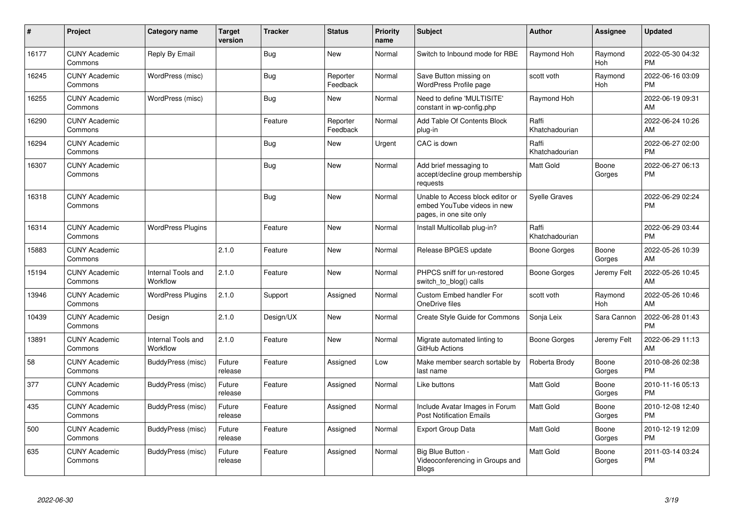| # | Project | Category name | Target version | Tracker | Status | Priority name | Subject | Author | Assignee | Updated |
|---|---|---|---|---|---|---|---|---|---|---|
| 16177 | CUNY Academic Commons | Reply By Email | | Bug | New | Normal | Switch to Inbound mode for RBE | Raymond Hoh | Raymond Hoh | 2022-05-30 04:32 PM |
| 16245 | CUNY Academic Commons | WordPress (misc) | | Bug | Reporter Feedback | Normal | Save Button missing on WordPress Profile page | scott voth | Raymond Hoh | 2022-06-16 03:09 PM |
| 16255 | CUNY Academic Commons | WordPress (misc) | | Bug | New | Normal | Need to define 'MULTISITE' constant in wp-config.php | Raymond Hoh | | 2022-06-19 09:31 AM |
| 16290 | CUNY Academic Commons | | | Feature | Reporter Feedback | Normal | Add Table Of Contents Block plug-in | Raffi Khatchadourian | | 2022-06-24 10:26 AM |
| 16294 | CUNY Academic Commons | | | Bug | New | Urgent | CAC is down | Raffi Khatchadourian | | 2022-06-27 02:00 PM |
| 16307 | CUNY Academic Commons | | | Bug | New | Normal | Add brief messaging to accept/decline group membership requests | Matt Gold | Boone Gorges | 2022-06-27 06:13 PM |
| 16318 | CUNY Academic Commons | | | Bug | New | Normal | Unable to Access block editor or embed YouTube videos in new pages, in one site only | Syelle Graves | | 2022-06-29 02:24 PM |
| 16314 | CUNY Academic Commons | WordPress Plugins | | Feature | New | Normal | Install Multicollab plug-in? | Raffi Khatchadourian | | 2022-06-29 03:44 PM |
| 15883 | CUNY Academic Commons | | 2.1.0 | Feature | New | Normal | Release BPGES update | Boone Gorges | Boone Gorges | 2022-05-26 10:39 AM |
| 15194 | CUNY Academic Commons | Internal Tools and Workflow | 2.1.0 | Feature | New | Normal | PHPCS sniff for un-restored switch_to_blog() calls | Boone Gorges | Jeremy Felt | 2022-05-26 10:45 AM |
| 13946 | CUNY Academic Commons | WordPress Plugins | 2.1.0 | Support | Assigned | Normal | Custom Embed handler For OneDrive files | scott voth | Raymond Hoh | 2022-05-26 10:46 AM |
| 10439 | CUNY Academic Commons | Design | 2.1.0 | Design/UX | New | Normal | Create Style Guide for Commons | Sonja Leix | Sara Cannon | 2022-06-28 01:43 PM |
| 13891 | CUNY Academic Commons | Internal Tools and Workflow | 2.1.0 | Feature | New | Normal | Migrate automated linting to GitHub Actions | Boone Gorges | Jeremy Felt | 2022-06-29 11:13 AM |
| 58 | CUNY Academic Commons | BuddyPress (misc) | Future release | Feature | Assigned | Low | Make member search sortable by last name | Roberta Brody | Boone Gorges | 2010-08-26 02:38 PM |
| 377 | CUNY Academic Commons | BuddyPress (misc) | Future release | Feature | Assigned | Normal | Like buttons | Matt Gold | Boone Gorges | 2010-11-16 05:13 PM |
| 435 | CUNY Academic Commons | BuddyPress (misc) | Future release | Feature | Assigned | Normal | Include Avatar Images in Forum Post Notification Emails | Matt Gold | Boone Gorges | 2010-12-08 12:40 PM |
| 500 | CUNY Academic Commons | BuddyPress (misc) | Future release | Feature | Assigned | Normal | Export Group Data | Matt Gold | Boone Gorges | 2010-12-19 12:09 PM |
| 635 | CUNY Academic Commons | BuddyPress (misc) | Future release | Feature | Assigned | Normal | Big Blue Button - Videoconferencing in Groups and Blogs | Matt Gold | Boone Gorges | 2011-03-14 03:24 PM |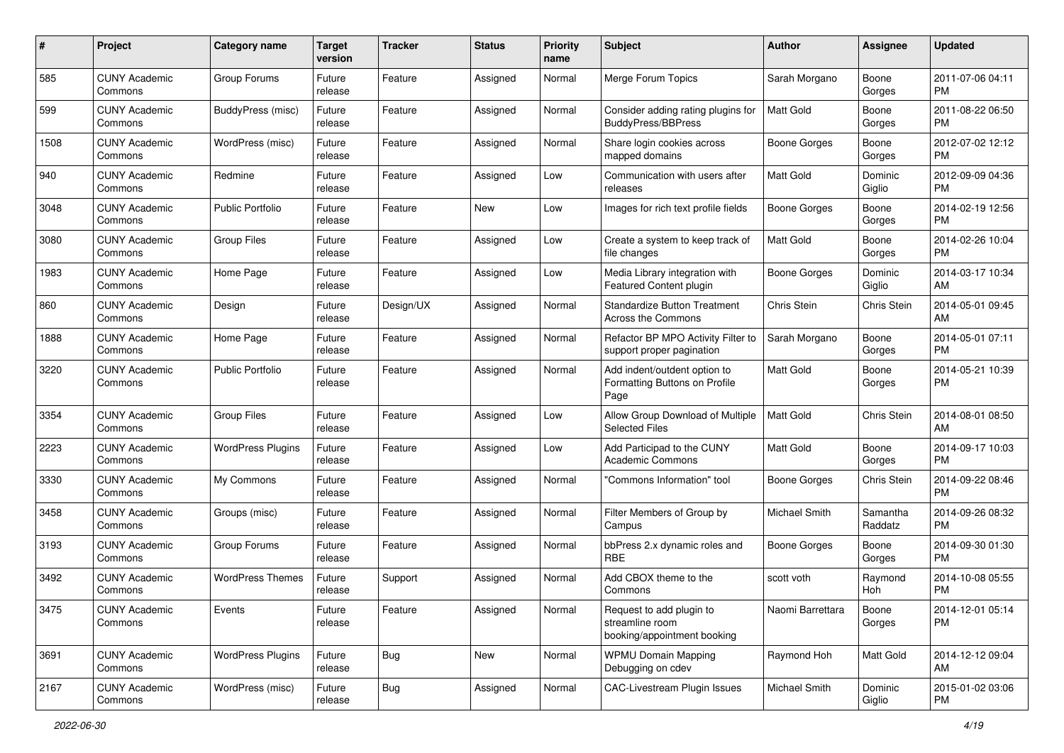| # | Project | Category name | Target version | Tracker | Status | Priority name | Subject | Author | Assignee | Updated |
|---|---|---|---|---|---|---|---|---|---|---|
| 585 | CUNY Academic Commons | Group Forums | Future release | Feature | Assigned | Normal | Merge Forum Topics | Sarah Morgano | Boone Gorges | 2011-07-06 04:11 PM |
| 599 | CUNY Academic Commons | BuddyPress (misc) | Future release | Feature | Assigned | Normal | Consider adding rating plugins for BuddyPress/BBPress | Matt Gold | Boone Gorges | 2011-08-22 06:50 PM |
| 1508 | CUNY Academic Commons | WordPress (misc) | Future release | Feature | Assigned | Normal | Share login cookies across mapped domains | Boone Gorges | Boone Gorges | 2012-07-02 12:12 PM |
| 940 | CUNY Academic Commons | Redmine | Future release | Feature | Assigned | Low | Communication with users after releases | Matt Gold | Dominic Giglio | 2012-09-09 04:36 PM |
| 3048 | CUNY Academic Commons | Public Portfolio | Future release | Feature | New | Low | Images for rich text profile fields | Boone Gorges | Boone Gorges | 2014-02-19 12:56 PM |
| 3080 | CUNY Academic Commons | Group Files | Future release | Feature | Assigned | Low | Create a system to keep track of file changes | Matt Gold | Boone Gorges | 2014-02-26 10:04 PM |
| 1983 | CUNY Academic Commons | Home Page | Future release | Feature | Assigned | Low | Media Library integration with Featured Content plugin | Boone Gorges | Dominic Giglio | 2014-03-17 10:34 AM |
| 860 | CUNY Academic Commons | Design | Future release | Design/UX | Assigned | Normal | Standardize Button Treatment Across the Commons | Chris Stein | Chris Stein | 2014-05-01 09:45 AM |
| 1888 | CUNY Academic Commons | Home Page | Future release | Feature | Assigned | Normal | Refactor BP MPO Activity Filter to support proper pagination | Sarah Morgano | Boone Gorges | 2014-05-01 07:11 PM |
| 3220 | CUNY Academic Commons | Public Portfolio | Future release | Feature | Assigned | Normal | Add indent/outdent option to Formatting Buttons on Profile Page | Matt Gold | Boone Gorges | 2014-05-21 10:39 PM |
| 3354 | CUNY Academic Commons | Group Files | Future release | Feature | Assigned | Low | Allow Group Download of Multiple Selected Files | Matt Gold | Chris Stein | 2014-08-01 08:50 AM |
| 2223 | CUNY Academic Commons | WordPress Plugins | Future release | Feature | Assigned | Low | Add Participad to the CUNY Academic Commons | Matt Gold | Boone Gorges | 2014-09-17 10:03 PM |
| 3330 | CUNY Academic Commons | My Commons | Future release | Feature | Assigned | Normal | "Commons Information" tool | Boone Gorges | Chris Stein | 2014-09-22 08:46 PM |
| 3458 | CUNY Academic Commons | Groups (misc) | Future release | Feature | Assigned | Normal | Filter Members of Group by Campus | Michael Smith | Samantha Raddatz | 2014-09-26 08:32 PM |
| 3193 | CUNY Academic Commons | Group Forums | Future release | Feature | Assigned | Normal | bbPress 2.x dynamic roles and RBE | Boone Gorges | Boone Gorges | 2014-09-30 01:30 PM |
| 3492 | CUNY Academic Commons | WordPress Themes | Future release | Support | Assigned | Normal | Add CBOX theme to the Commons | scott voth | Raymond Hoh | 2014-10-08 05:55 PM |
| 3475 | CUNY Academic Commons | Events | Future release | Feature | Assigned | Normal | Request to add plugin to streamline room booking/appointment booking | Naomi Barrettara | Boone Gorges | 2014-12-01 05:14 PM |
| 3691 | CUNY Academic Commons | WordPress Plugins | Future release | Bug | New | Normal | WPMU Domain Mapping Debugging on cdev | Raymond Hoh | Matt Gold | 2014-12-12 09:04 AM |
| 2167 | CUNY Academic Commons | WordPress (misc) | Future release | Bug | Assigned | Normal | CAC-Livestream Plugin Issues | Michael Smith | Dominic Giglio | 2015-01-02 03:06 PM |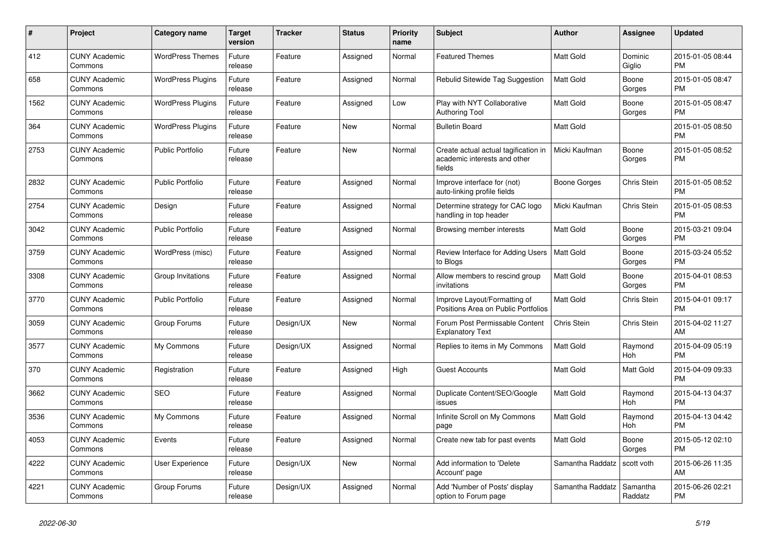| # | Project | Category name | Target version | Tracker | Status | Priority name | Subject | Author | Assignee | Updated |
|---|---|---|---|---|---|---|---|---|---|---|
| 412 | CUNY Academic Commons | WordPress Themes | Future release | Feature | Assigned | Normal | Featured Themes | Matt Gold | Dominic Giglio | 2015-01-05 08:44 PM |
| 658 | CUNY Academic Commons | WordPress Plugins | Future release | Feature | Assigned | Normal | Rebulid Sitewide Tag Suggestion | Matt Gold | Boone Gorges | 2015-01-05 08:47 PM |
| 1562 | CUNY Academic Commons | WordPress Plugins | Future release | Feature | Assigned | Low | Play with NYT Collaborative Authoring Tool | Matt Gold | Boone Gorges | 2015-01-05 08:47 PM |
| 364 | CUNY Academic Commons | WordPress Plugins | Future release | Feature | New | Normal | Bulletin Board | Matt Gold | | 2015-01-05 08:50 PM |
| 2753 | CUNY Academic Commons | Public Portfolio | Future release | Feature | New | Normal | Create actual actual tagification in academic interests and other fields | Micki Kaufman | Boone Gorges | 2015-01-05 08:52 PM |
| 2832 | CUNY Academic Commons | Public Portfolio | Future release | Feature | Assigned | Normal | Improve interface for (not) auto-linking profile fields | Boone Gorges | Chris Stein | 2015-01-05 08:52 PM |
| 2754 | CUNY Academic Commons | Design | Future release | Feature | Assigned | Normal | Determine strategy for CAC logo handling in top header | Micki Kaufman | Chris Stein | 2015-01-05 08:53 PM |
| 3042 | CUNY Academic Commons | Public Portfolio | Future release | Feature | Assigned | Normal | Browsing member interests | Matt Gold | Boone Gorges | 2015-03-21 09:04 PM |
| 3759 | CUNY Academic Commons | WordPress (misc) | Future release | Feature | Assigned | Normal | Review Interface for Adding Users to Blogs | Matt Gold | Boone Gorges | 2015-03-24 05:52 PM |
| 3308 | CUNY Academic Commons | Group Invitations | Future release | Feature | Assigned | Normal | Allow members to rescind group invitations | Matt Gold | Boone Gorges | 2015-04-01 08:53 PM |
| 3770 | CUNY Academic Commons | Public Portfolio | Future release | Feature | Assigned | Normal | Improve Layout/Formatting of Positions Area on Public Portfolios | Matt Gold | Chris Stein | 2015-04-01 09:17 PM |
| 3059 | CUNY Academic Commons | Group Forums | Future release | Design/UX | New | Normal | Forum Post Permissable Content Explanatory Text | Chris Stein | Chris Stein | 2015-04-02 11:27 AM |
| 3577 | CUNY Academic Commons | My Commons | Future release | Design/UX | Assigned | Normal | Replies to items in My Commons | Matt Gold | Raymond Hoh | 2015-04-09 05:19 PM |
| 370 | CUNY Academic Commons | Registration | Future release | Feature | Assigned | High | Guest Accounts | Matt Gold | Matt Gold | 2015-04-09 09:33 PM |
| 3662 | CUNY Academic Commons | SEO | Future release | Feature | Assigned | Normal | Duplicate Content/SEO/Google issues | Matt Gold | Raymond Hoh | 2015-04-13 04:37 PM |
| 3536 | CUNY Academic Commons | My Commons | Future release | Feature | Assigned | Normal | Infinite Scroll on My Commons page | Matt Gold | Raymond Hoh | 2015-04-13 04:42 PM |
| 4053 | CUNY Academic Commons | Events | Future release | Feature | Assigned | Normal | Create new tab for past events | Matt Gold | Boone Gorges | 2015-05-12 02:10 PM |
| 4222 | CUNY Academic Commons | User Experience | Future release | Design/UX | New | Normal | Add information to 'Delete Account' page | Samantha Raddatz | scott voth | 2015-06-26 11:35 AM |
| 4221 | CUNY Academic Commons | Group Forums | Future release | Design/UX | Assigned | Normal | Add 'Number of Posts' display option to Forum page | Samantha Raddatz | Samantha Raddatz | 2015-06-26 02:21 PM |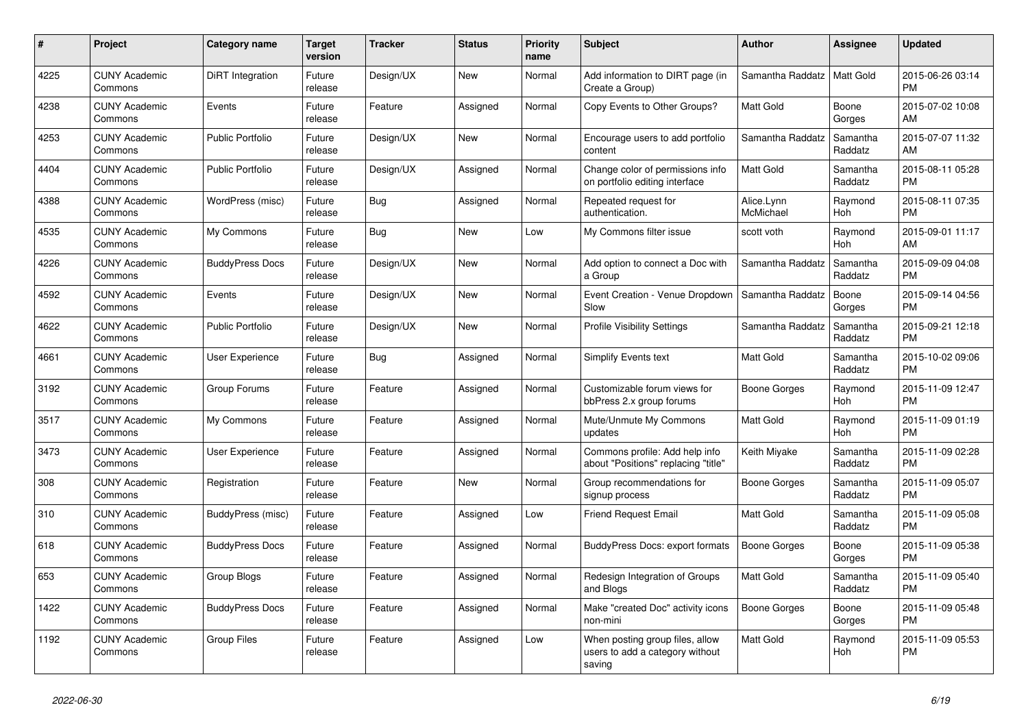| # | Project | Category name | Target version | Tracker | Status | Priority name | Subject | Author | Assignee | Updated |
|---|---|---|---|---|---|---|---|---|---|---|
| 4225 | CUNY Academic Commons | DiRT Integration | Future release | Design/UX | New | Normal | Add information to DIRT page (in Create a Group) | Samantha Raddatz | Matt Gold | 2015-06-26 03:14 PM |
| 4238 | CUNY Academic Commons | Events | Future release | Feature | Assigned | Normal | Copy Events to Other Groups? | Matt Gold | Boone Gorges | 2015-07-02 10:08 AM |
| 4253 | CUNY Academic Commons | Public Portfolio | Future release | Design/UX | New | Normal | Encourage users to add portfolio content | Samantha Raddatz | Samantha Raddatz | 2015-07-07 11:32 AM |
| 4404 | CUNY Academic Commons | Public Portfolio | Future release | Design/UX | Assigned | Normal | Change color of permissions info on portfolio editing interface | Matt Gold | Samantha Raddatz | 2015-08-11 05:28 PM |
| 4388 | CUNY Academic Commons | WordPress (misc) | Future release | Bug | Assigned | Normal | Repeated request for authentication. | Alice.Lynn McMichael | Raymond Hoh | 2015-08-11 07:35 PM |
| 4535 | CUNY Academic Commons | My Commons | Future release | Bug | New | Low | My Commons filter issue | scott voth | Raymond Hoh | 2015-09-01 11:17 AM |
| 4226 | CUNY Academic Commons | BuddyPress Docs | Future release | Design/UX | New | Normal | Add option to connect a Doc with a Group | Samantha Raddatz | Samantha Raddatz | 2015-09-09 04:08 PM |
| 4592 | CUNY Academic Commons | Events | Future release | Design/UX | New | Normal | Event Creation - Venue Dropdown Slow | Samantha Raddatz | Boone Gorges | 2015-09-14 04:56 PM |
| 4622 | CUNY Academic Commons | Public Portfolio | Future release | Design/UX | New | Normal | Profile Visibility Settings | Samantha Raddatz | Samantha Raddatz | 2015-09-21 12:18 PM |
| 4661 | CUNY Academic Commons | User Experience | Future release | Bug | Assigned | Normal | Simplify Events text | Matt Gold | Samantha Raddatz | 2015-10-02 09:06 PM |
| 3192 | CUNY Academic Commons | Group Forums | Future release | Feature | Assigned | Normal | Customizable forum views for bbPress 2.x group forums | Boone Gorges | Raymond Hoh | 2015-11-09 12:47 PM |
| 3517 | CUNY Academic Commons | My Commons | Future release | Feature | Assigned | Normal | Mute/Unmute My Commons updates | Matt Gold | Raymond Hoh | 2015-11-09 01:19 PM |
| 3473 | CUNY Academic Commons | User Experience | Future release | Feature | Assigned | Normal | Commons profile: Add help info about "Positions" replacing "title" | Keith Miyake | Samantha Raddatz | 2015-11-09 02:28 PM |
| 308 | CUNY Academic Commons | Registration | Future release | Feature | New | Normal | Group recommendations for signup process | Boone Gorges | Samantha Raddatz | 2015-11-09 05:07 PM |
| 310 | CUNY Academic Commons | BuddyPress (misc) | Future release | Feature | Assigned | Low | Friend Request Email | Matt Gold | Samantha Raddatz | 2015-11-09 05:08 PM |
| 618 | CUNY Academic Commons | BuddyPress Docs | Future release | Feature | Assigned | Normal | BuddyPress Docs: export formats | Boone Gorges | Boone Gorges | 2015-11-09 05:38 PM |
| 653 | CUNY Academic Commons | Group Blogs | Future release | Feature | Assigned | Normal | Redesign Integration of Groups and Blogs | Matt Gold | Samantha Raddatz | 2015-11-09 05:40 PM |
| 1422 | CUNY Academic Commons | BuddyPress Docs | Future release | Feature | Assigned | Normal | Make "created Doc" activity icons non-mini | Boone Gorges | Boone Gorges | 2015-11-09 05:48 PM |
| 1192 | CUNY Academic Commons | Group Files | Future release | Feature | Assigned | Low | When posting group files, allow users to add a category without saving | Matt Gold | Raymond Hoh | 2015-11-09 05:53 PM |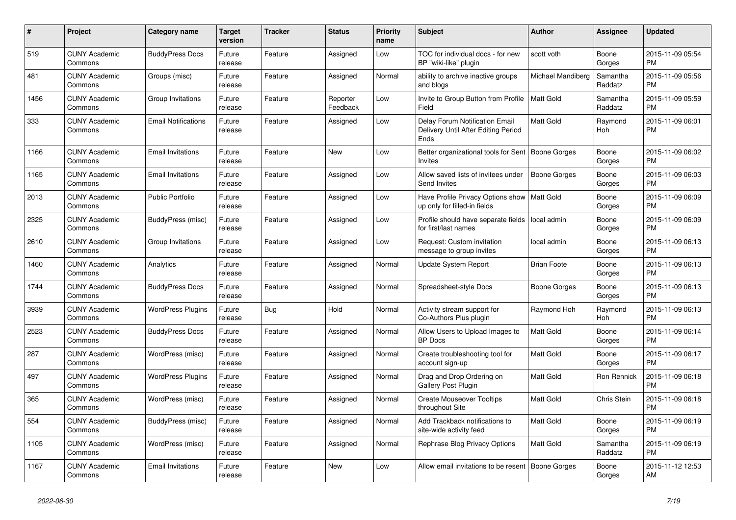| # | Project | Category name | Target version | Tracker | Status | Priority name | Subject | Author | Assignee | Updated |
|---|---|---|---|---|---|---|---|---|---|---|
| 519 | CUNY Academic Commons | BuddyPress Docs | Future release | Feature | Assigned | Low | TOC for individual docs - for new BP "wiki-like" plugin | scott voth | Boone Gorges | 2015-11-09 05:54 PM |
| 481 | CUNY Academic Commons | Groups (misc) | Future release | Feature | Assigned | Normal | ability to archive inactive groups and blogs | Michael Mandiberg | Samantha Raddatz | 2015-11-09 05:56 PM |
| 1456 | CUNY Academic Commons | Group Invitations | Future release | Feature | Reporter Feedback | Low | Invite to Group Button from Profile Field | Matt Gold | Samantha Raddatz | 2015-11-09 05:59 PM |
| 333 | CUNY Academic Commons | Email Notifications | Future release | Feature | Assigned | Low | Delay Forum Notification Email Delivery Until After Editing Period Ends | Matt Gold | Raymond Hoh | 2015-11-09 06:01 PM |
| 1166 | CUNY Academic Commons | Email Invitations | Future release | Feature | New | Low | Better organizational tools for Sent Invites | Boone Gorges | Boone Gorges | 2015-11-09 06:02 PM |
| 1165 | CUNY Academic Commons | Email Invitations | Future release | Feature | Assigned | Low | Allow saved lists of invitees under Send Invites | Boone Gorges | Boone Gorges | 2015-11-09 06:03 PM |
| 2013 | CUNY Academic Commons | Public Portfolio | Future release | Feature | Assigned | Low | Have Profile Privacy Options show up only for filled-in fields | Matt Gold | Boone Gorges | 2015-11-09 06:09 PM |
| 2325 | CUNY Academic Commons | BuddyPress (misc) | Future release | Feature | Assigned | Low | Profile should have separate fields for first/last names | local admin | Boone Gorges | 2015-11-09 06:09 PM |
| 2610 | CUNY Academic Commons | Group Invitations | Future release | Feature | Assigned | Low | Request: Custom invitation message to group invites | local admin | Boone Gorges | 2015-11-09 06:13 PM |
| 1460 | CUNY Academic Commons | Analytics | Future release | Feature | Assigned | Normal | Update System Report | Brian Foote | Boone Gorges | 2015-11-09 06:13 PM |
| 1744 | CUNY Academic Commons | BuddyPress Docs | Future release | Feature | Assigned | Normal | Spreadsheet-style Docs | Boone Gorges | Boone Gorges | 2015-11-09 06:13 PM |
| 3939 | CUNY Academic Commons | WordPress Plugins | Future release | Bug | Hold | Normal | Activity stream support for Co-Authors Plus plugin | Raymond Hoh | Raymond Hoh | 2015-11-09 06:13 PM |
| 2523 | CUNY Academic Commons | BuddyPress Docs | Future release | Feature | Assigned | Normal | Allow Users to Upload Images to BP Docs | Matt Gold | Boone Gorges | 2015-11-09 06:14 PM |
| 287 | CUNY Academic Commons | WordPress (misc) | Future release | Feature | Assigned | Normal | Create troubleshooting tool for account sign-up | Matt Gold | Boone Gorges | 2015-11-09 06:17 PM |
| 497 | CUNY Academic Commons | WordPress Plugins | Future release | Feature | Assigned | Normal | Drag and Drop Ordering on Gallery Post Plugin | Matt Gold | Ron Rennick | 2015-11-09 06:18 PM |
| 365 | CUNY Academic Commons | WordPress (misc) | Future release | Feature | Assigned | Normal | Create Mouseover Tooltips throughout Site | Matt Gold | Chris Stein | 2015-11-09 06:18 PM |
| 554 | CUNY Academic Commons | BuddyPress (misc) | Future release | Feature | Assigned | Normal | Add Trackback notifications to site-wide activity feed | Matt Gold | Boone Gorges | 2015-11-09 06:19 PM |
| 1105 | CUNY Academic Commons | WordPress (misc) | Future release | Feature | Assigned | Normal | Rephrase Blog Privacy Options | Matt Gold | Samantha Raddatz | 2015-11-09 06:19 PM |
| 1167 | CUNY Academic Commons | Email Invitations | Future release | Feature | New | Low | Allow email invitations to be resent | Boone Gorges | Boone Gorges | 2015-11-12 12:53 AM |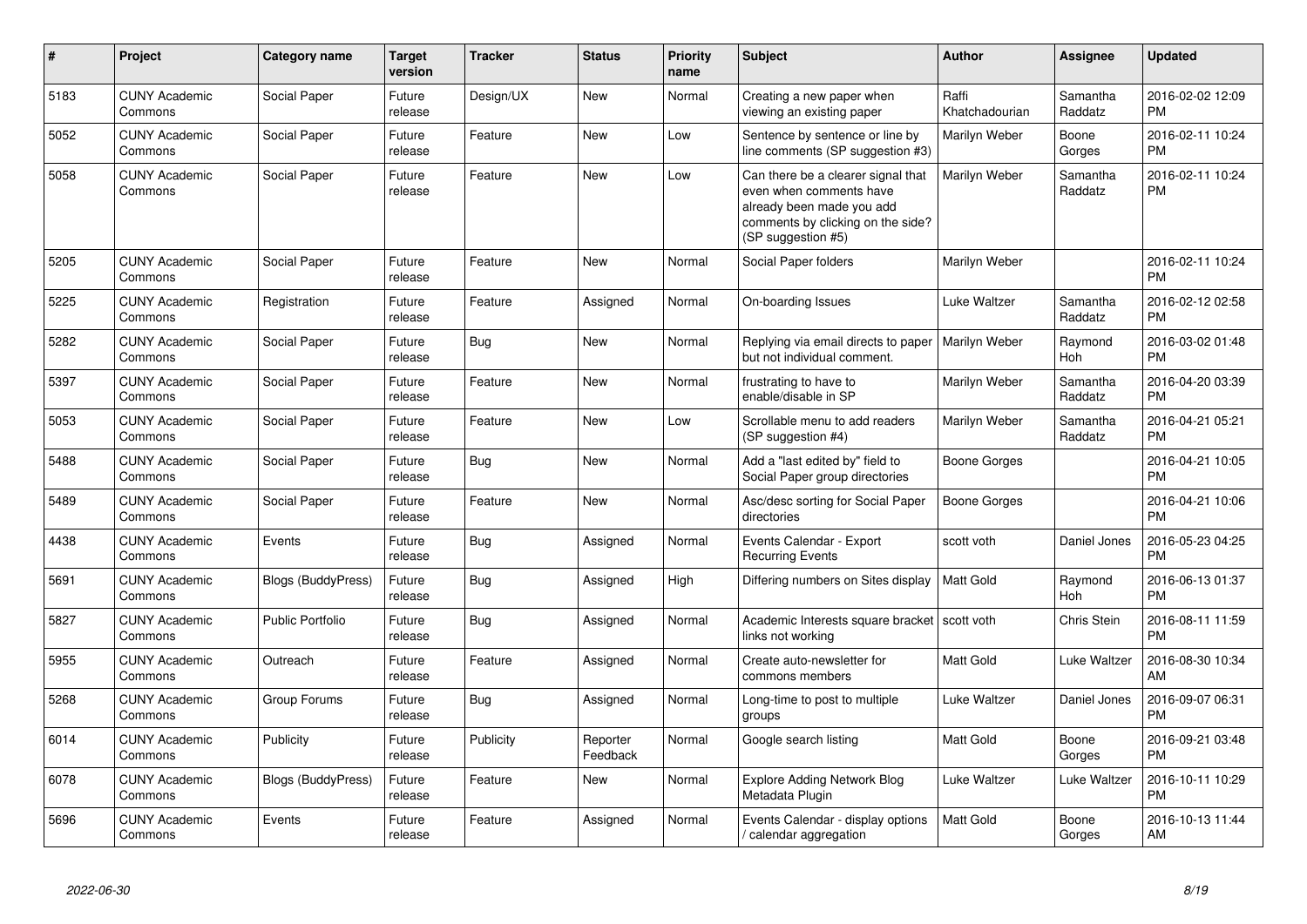| # | Project | Category name | Target version | Tracker | Status | Priority name | Subject | Author | Assignee | Updated |
|---|---|---|---|---|---|---|---|---|---|---|
| 5183 | CUNY Academic Commons | Social Paper | Future release | Design/UX | New | Normal | Creating a new paper when viewing an existing paper | Raffi Khatchadourian | Samantha Raddatz | 2016-02-02 12:09 PM |
| 5052 | CUNY Academic Commons | Social Paper | Future release | Feature | New | Low | Sentence by sentence or line by line comments (SP suggestion #3) | Marilyn Weber | Boone Gorges | 2016-02-11 10:24 PM |
| 5058 | CUNY Academic Commons | Social Paper | Future release | Feature | New | Low | Can there be a clearer signal that even when comments have already been made you add comments by clicking on the side? (SP suggestion #5) | Marilyn Weber | Samantha Raddatz | 2016-02-11 10:24 PM |
| 5205 | CUNY Academic Commons | Social Paper | Future release | Feature | New | Normal | Social Paper folders | Marilyn Weber | | 2016-02-11 10:24 PM |
| 5225 | CUNY Academic Commons | Registration | Future release | Feature | Assigned | Normal | On-boarding Issues | Luke Waltzer | Samantha Raddatz | 2016-02-12 02:58 PM |
| 5282 | CUNY Academic Commons | Social Paper | Future release | Bug | New | Normal | Replying via email directs to paper but not individual comment. | Marilyn Weber | Raymond Hoh | 2016-03-02 01:48 PM |
| 5397 | CUNY Academic Commons | Social Paper | Future release | Feature | New | Normal | frustrating to have to enable/disable in SP | Marilyn Weber | Samantha Raddatz | 2016-04-20 03:39 PM |
| 5053 | CUNY Academic Commons | Social Paper | Future release | Feature | New | Low | Scrollable menu to add readers (SP suggestion #4) | Marilyn Weber | Samantha Raddatz | 2016-04-21 05:21 PM |
| 5488 | CUNY Academic Commons | Social Paper | Future release | Bug | New | Normal | Add a "last edited by" field to Social Paper group directories | Boone Gorges | | 2016-04-21 10:05 PM |
| 5489 | CUNY Academic Commons | Social Paper | Future release | Feature | New | Normal | Asc/desc sorting for Social Paper directories | Boone Gorges | | 2016-04-21 10:06 PM |
| 4438 | CUNY Academic Commons | Events | Future release | Bug | Assigned | Normal | Events Calendar - Export Recurring Events | scott voth | Daniel Jones | 2016-05-23 04:25 PM |
| 5691 | CUNY Academic Commons | Blogs (BuddyPress) | Future release | Bug | Assigned | High | Differing numbers on Sites display | Matt Gold | Raymond Hoh | 2016-06-13 01:37 PM |
| 5827 | CUNY Academic Commons | Public Portfolio | Future release | Bug | Assigned | Normal | Academic Interests square bracket links not working | scott voth | Chris Stein | 2016-08-11 11:59 PM |
| 5955 | CUNY Academic Commons | Outreach | Future release | Feature | Assigned | Normal | Create auto-newsletter for commons members | Matt Gold | Luke Waltzer | 2016-08-30 10:34 AM |
| 5268 | CUNY Academic Commons | Group Forums | Future release | Bug | Assigned | Normal | Long-time to post to multiple groups | Luke Waltzer | Daniel Jones | 2016-09-07 06:31 PM |
| 6014 | CUNY Academic Commons | Publicity | Future release | Publicity | Reporter Feedback | Normal | Google search listing | Matt Gold | Boone Gorges | 2016-09-21 03:48 PM |
| 6078 | CUNY Academic Commons | Blogs (BuddyPress) | Future release | Feature | New | Normal | Explore Adding Network Blog Metadata Plugin | Luke Waltzer | Luke Waltzer | 2016-10-11 10:29 PM |
| 5696 | CUNY Academic Commons | Events | Future release | Feature | Assigned | Normal | Events Calendar - display options / calendar aggregation | Matt Gold | Boone Gorges | 2016-10-13 11:44 AM |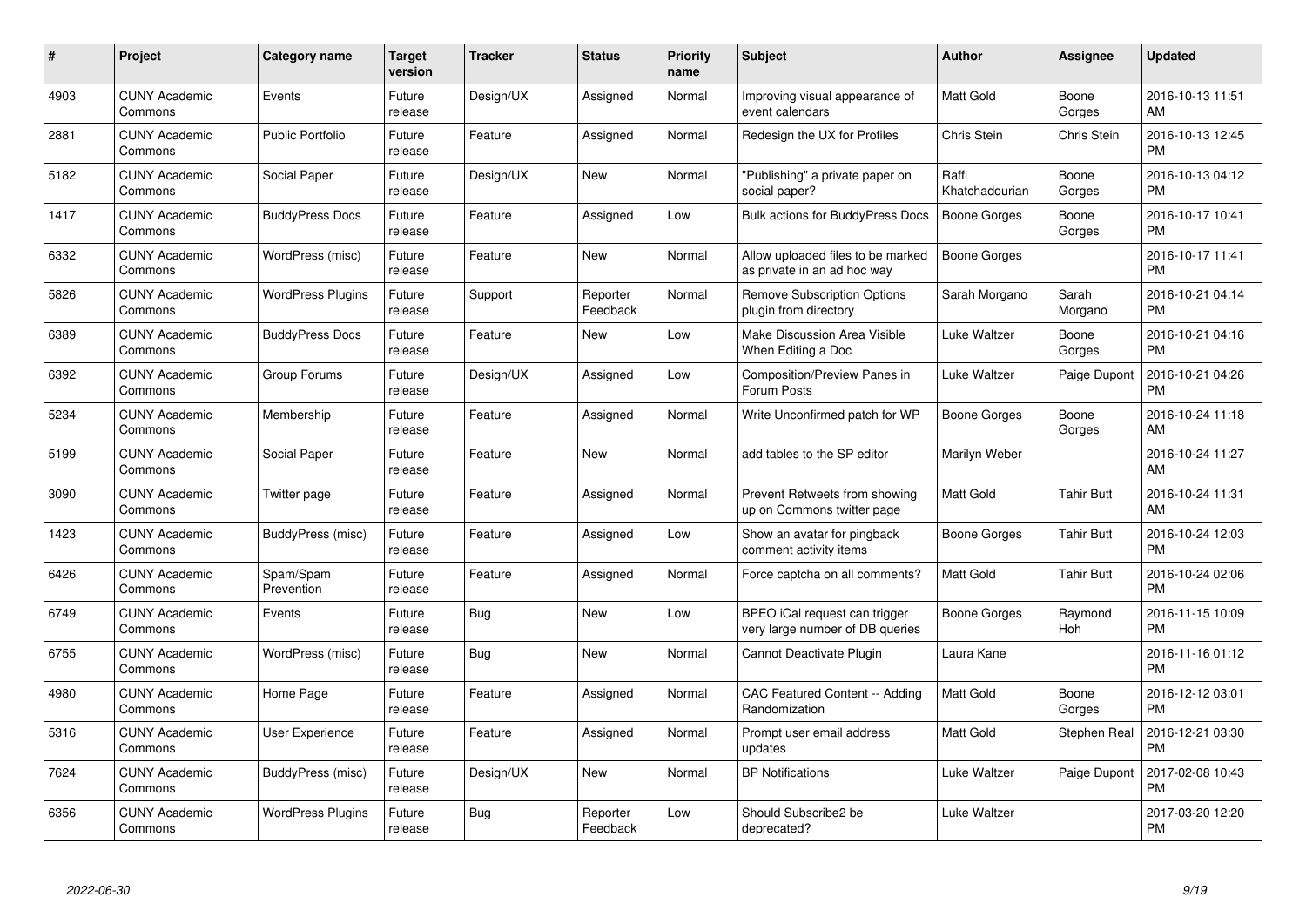| # | Project | Category name | Target version | Tracker | Status | Priority name | Subject | Author | Assignee | Updated |
|---|---|---|---|---|---|---|---|---|---|---|
| 4903 | CUNY Academic Commons | Events | Future release | Design/UX | Assigned | Normal | Improving visual appearance of event calendars | Matt Gold | Boone Gorges | 2016-10-13 11:51 AM |
| 2881 | CUNY Academic Commons | Public Portfolio | Future release | Feature | Assigned | Normal | Redesign the UX for Profiles | Chris Stein | Chris Stein | 2016-10-13 12:45 PM |
| 5182 | CUNY Academic Commons | Social Paper | Future release | Design/UX | New | Normal | "Publishing" a private paper on social paper? | Raffi Khatchadourian | Boone Gorges | 2016-10-13 04:12 PM |
| 1417 | CUNY Academic Commons | BuddyPress Docs | Future release | Feature | Assigned | Low | Bulk actions for BuddyPress Docs | Boone Gorges | Boone Gorges | 2016-10-17 10:41 PM |
| 6332 | CUNY Academic Commons | WordPress (misc) | Future release | Feature | New | Normal | Allow uploaded files to be marked as private in an ad hoc way | Boone Gorges | | 2016-10-17 11:41 PM |
| 5826 | CUNY Academic Commons | WordPress Plugins | Future release | Support | Reporter Feedback | Normal | Remove Subscription Options plugin from directory | Sarah Morgano | Sarah Morgano | 2016-10-21 04:14 PM |
| 6389 | CUNY Academic Commons | BuddyPress Docs | Future release | Feature | New | Low | Make Discussion Area Visible When Editing a Doc | Luke Waltzer | Boone Gorges | 2016-10-21 04:16 PM |
| 6392 | CUNY Academic Commons | Group Forums | Future release | Design/UX | Assigned | Low | Composition/Preview Panes in Forum Posts | Luke Waltzer | Paige Dupont | 2016-10-21 04:26 PM |
| 5234 | CUNY Academic Commons | Membership | Future release | Feature | Assigned | Normal | Write Unconfirmed patch for WP | Boone Gorges | Boone Gorges | 2016-10-24 11:18 AM |
| 5199 | CUNY Academic Commons | Social Paper | Future release | Feature | New | Normal | add tables to the SP editor | Marilyn Weber | | 2016-10-24 11:27 AM |
| 3090 | CUNY Academic Commons | Twitter page | Future release | Feature | Assigned | Normal | Prevent Retweets from showing up on Commons twitter page | Matt Gold | Tahir Butt | 2016-10-24 11:31 AM |
| 1423 | CUNY Academic Commons | BuddyPress (misc) | Future release | Feature | Assigned | Low | Show an avatar for pingback comment activity items | Boone Gorges | Tahir Butt | 2016-10-24 12:03 PM |
| 6426 | CUNY Academic Commons | Spam/Spam Prevention | Future release | Feature | Assigned | Normal | Force captcha on all comments? | Matt Gold | Tahir Butt | 2016-10-24 02:06 PM |
| 6749 | CUNY Academic Commons | Events | Future release | Bug | New | Low | BPEO iCal request can trigger very large number of DB queries | Boone Gorges | Raymond Hoh | 2016-11-15 10:09 PM |
| 6755 | CUNY Academic Commons | WordPress (misc) | Future release | Bug | New | Normal | Cannot Deactivate Plugin | Laura Kane | | 2016-11-16 01:12 PM |
| 4980 | CUNY Academic Commons | Home Page | Future release | Feature | Assigned | Normal | CAC Featured Content -- Adding Randomization | Matt Gold | Boone Gorges | 2016-12-12 03:01 PM |
| 5316 | CUNY Academic Commons | User Experience | Future release | Feature | Assigned | Normal | Prompt user email address updates | Matt Gold | Stephen Real | 2016-12-21 03:30 PM |
| 7624 | CUNY Academic Commons | BuddyPress (misc) | Future release | Design/UX | New | Normal | BP Notifications | Luke Waltzer | Paige Dupont | 2017-02-08 10:43 PM |
| 6356 | CUNY Academic Commons | WordPress Plugins | Future release | Bug | Reporter Feedback | Low | Should Subscribe2 be deprecated? | Luke Waltzer | | 2017-03-20 12:20 PM |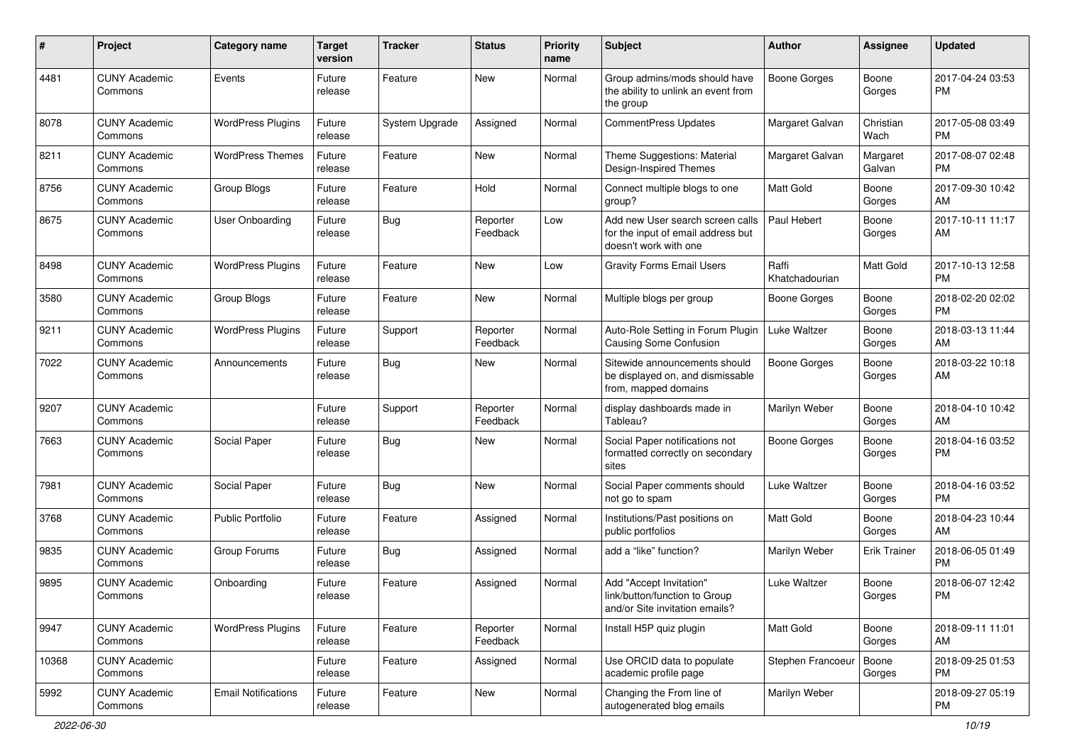| # | Project | Category name | Target version | Tracker | Status | Priority name | Subject | Author | Assignee | Updated |
|---|---|---|---|---|---|---|---|---|---|---|
| 4481 | CUNY Academic Commons | Events | Future release | Feature | New | Normal | Group admins/mods should have the ability to unlink an event from the group | Boone Gorges | Boone Gorges | 2017-04-24 03:53 PM |
| 8078 | CUNY Academic Commons | WordPress Plugins | Future release | System Upgrade | Assigned | Normal | CommentPress Updates | Margaret Galvan | Christian Wach | 2017-05-08 03:49 PM |
| 8211 | CUNY Academic Commons | WordPress Themes | Future release | Feature | New | Normal | Theme Suggestions: Material Design-Inspired Themes | Margaret Galvan | Margaret Galvan | 2017-08-07 02:48 PM |
| 8756 | CUNY Academic Commons | Group Blogs | Future release | Feature | Hold | Normal | Connect multiple blogs to one group? | Matt Gold | Boone Gorges | 2017-09-30 10:42 AM |
| 8675 | CUNY Academic Commons | User Onboarding | Future release | Bug | Reporter Feedback | Low | Add new User search screen calls for the input of email address but doesn't work with one | Paul Hebert | Boone Gorges | 2017-10-11 11:17 AM |
| 8498 | CUNY Academic Commons | WordPress Plugins | Future release | Feature | New | Low | Gravity Forms Email Users | Raffi Khatchadourian | Matt Gold | 2017-10-13 12:58 PM |
| 3580 | CUNY Academic Commons | Group Blogs | Future release | Feature | New | Normal | Multiple blogs per group | Boone Gorges | Boone Gorges | 2018-02-20 02:02 PM |
| 9211 | CUNY Academic Commons | WordPress Plugins | Future release | Support | Reporter Feedback | Normal | Auto-Role Setting in Forum Plugin Causing Some Confusion | Luke Waltzer | Boone Gorges | 2018-03-13 11:44 AM |
| 7022 | CUNY Academic Commons | Announcements | Future release | Bug | New | Normal | Sitewide announcements should be displayed on, and dismissable from, mapped domains | Boone Gorges | Boone Gorges | 2018-03-22 10:18 AM |
| 9207 | CUNY Academic Commons | | Future release | Support | Reporter Feedback | Normal | display dashboards made in Tableau? | Marilyn Weber | Boone Gorges | 2018-04-10 10:42 AM |
| 7663 | CUNY Academic Commons | Social Paper | Future release | Bug | New | Normal | Social Paper notifications not formatted correctly on secondary sites | Boone Gorges | Boone Gorges | 2018-04-16 03:52 PM |
| 7981 | CUNY Academic Commons | Social Paper | Future release | Bug | New | Normal | Social Paper comments should not go to spam | Luke Waltzer | Boone Gorges | 2018-04-16 03:52 PM |
| 3768 | CUNY Academic Commons | Public Portfolio | Future release | Feature | Assigned | Normal | Institutions/Past positions on public portfolios | Matt Gold | Boone Gorges | 2018-04-23 10:44 AM |
| 9835 | CUNY Academic Commons | Group Forums | Future release | Bug | Assigned | Normal | add a "like" function? | Marilyn Weber | Erik Trainer | 2018-06-05 01:49 PM |
| 9895 | CUNY Academic Commons | Onboarding | Future release | Feature | Assigned | Normal | Add "Accept Invitation" link/button/function to Group and/or Site invitation emails? | Luke Waltzer | Boone Gorges | 2018-06-07 12:42 PM |
| 9947 | CUNY Academic Commons | WordPress Plugins | Future release | Feature | Reporter Feedback | Normal | Install H5P quiz plugin | Matt Gold | Boone Gorges | 2018-09-11 11:01 AM |
| 10368 | CUNY Academic Commons | | Future release | Feature | Assigned | Normal | Use ORCID data to populate academic profile page | Stephen Francoeur | Boone Gorges | 2018-09-25 01:53 PM |
| 5992 | CUNY Academic Commons | Email Notifications | Future release | Feature | New | Normal | Changing the From line of autogenerated blog emails | Marilyn Weber | | 2018-09-27 05:19 PM |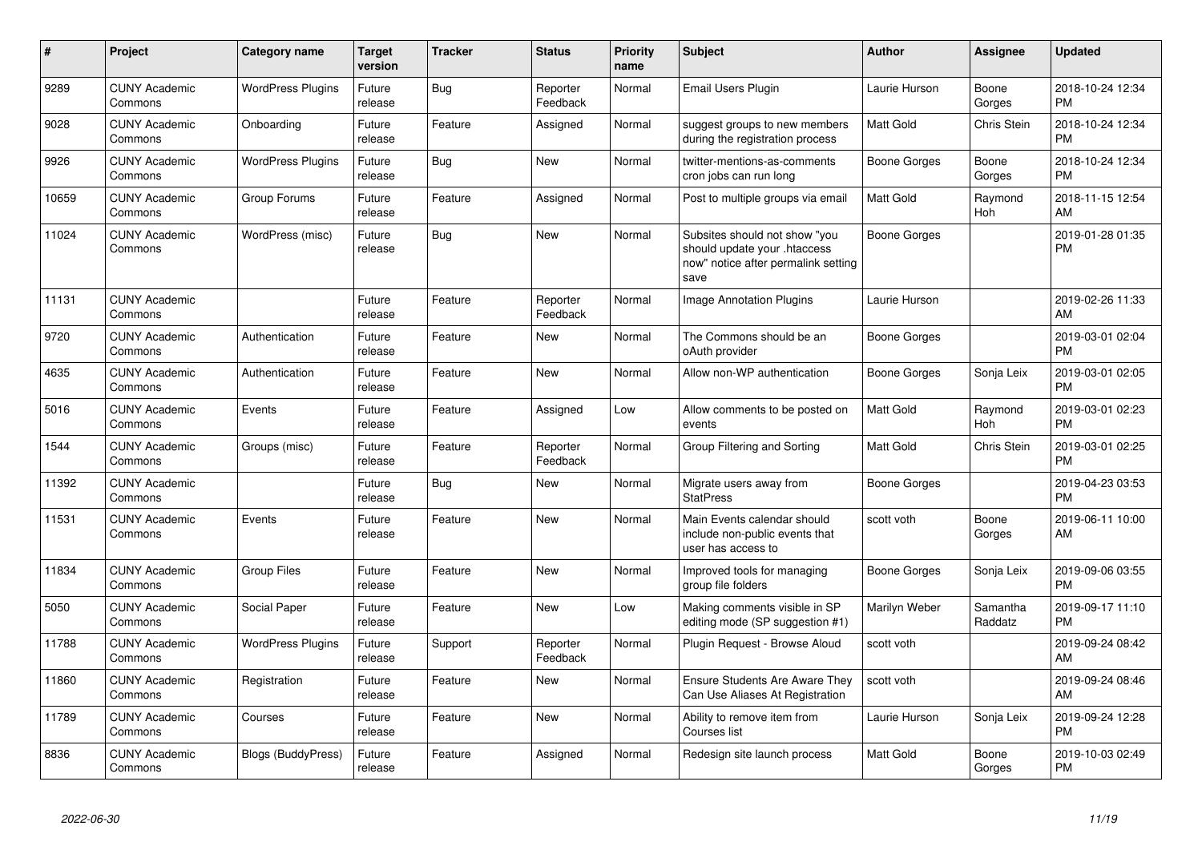| # | Project | Category name | Target version | Tracker | Status | Priority name | Subject | Author | Assignee | Updated |
|---|---|---|---|---|---|---|---|---|---|---|
| 9289 | CUNY Academic Commons | WordPress Plugins | Future release | Bug | Reporter Feedback | Normal | Email Users Plugin | Laurie Hurson | Boone Gorges | 2018-10-24 12:34 PM |
| 9028 | CUNY Academic Commons | Onboarding | Future release | Feature | Assigned | Normal | suggest groups to new members during the registration process | Matt Gold | Chris Stein | 2018-10-24 12:34 PM |
| 9926 | CUNY Academic Commons | WordPress Plugins | Future release | Bug | New | Normal | twitter-mentions-as-comments cron jobs can run long | Boone Gorges | Boone Gorges | 2018-10-24 12:34 PM |
| 10659 | CUNY Academic Commons | Group Forums | Future release | Feature | Assigned | Normal | Post to multiple groups via email | Matt Gold | Raymond Hoh | 2018-11-15 12:54 AM |
| 11024 | CUNY Academic Commons | WordPress (misc) | Future release | Bug | New | Normal | Subsites should not show "you should update your .htaccess now" notice after permalink setting save | Boone Gorges | | 2019-01-28 01:35 PM |
| 11131 | CUNY Academic Commons | | Future release | Feature | Reporter Feedback | Normal | Image Annotation Plugins | Laurie Hurson | | 2019-02-26 11:33 AM |
| 9720 | CUNY Academic Commons | Authentication | Future release | Feature | New | Normal | The Commons should be an oAuth provider | Boone Gorges | | 2019-03-01 02:04 PM |
| 4635 | CUNY Academic Commons | Authentication | Future release | Feature | New | Normal | Allow non-WP authentication | Boone Gorges | Sonja Leix | 2019-03-01 02:05 PM |
| 5016 | CUNY Academic Commons | Events | Future release | Feature | Assigned | Low | Allow comments to be posted on events | Matt Gold | Raymond Hoh | 2019-03-01 02:23 PM |
| 1544 | CUNY Academic Commons | Groups (misc) | Future release | Feature | Reporter Feedback | Normal | Group Filtering and Sorting | Matt Gold | Chris Stein | 2019-03-01 02:25 PM |
| 11392 | CUNY Academic Commons | | Future release | Bug | New | Normal | Migrate users away from StatPress | Boone Gorges | | 2019-04-23 03:53 PM |
| 11531 | CUNY Academic Commons | Events | Future release | Feature | New | Normal | Main Events calendar should include non-public events that user has access to | scott voth | Boone Gorges | 2019-06-11 10:00 AM |
| 11834 | CUNY Academic Commons | Group Files | Future release | Feature | New | Normal | Improved tools for managing group file folders | Boone Gorges | Sonja Leix | 2019-09-06 03:55 PM |
| 5050 | CUNY Academic Commons | Social Paper | Future release | Feature | New | Low | Making comments visible in SP editing mode (SP suggestion #1) | Marilyn Weber | Samantha Raddatz | 2019-09-17 11:10 PM |
| 11788 | CUNY Academic Commons | WordPress Plugins | Future release | Support | Reporter Feedback | Normal | Plugin Request - Browse Aloud | scott voth | | 2019-09-24 08:42 AM |
| 11860 | CUNY Academic Commons | Registration | Future release | Feature | New | Normal | Ensure Students Are Aware They Can Use Aliases At Registration | scott voth | | 2019-09-24 08:46 AM |
| 11789 | CUNY Academic Commons | Courses | Future release | Feature | New | Normal | Ability to remove item from Courses list | Laurie Hurson | Sonja Leix | 2019-09-24 12:28 PM |
| 8836 | CUNY Academic Commons | Blogs (BuddyPress) | Future release | Feature | Assigned | Normal | Redesign site launch process | Matt Gold | Boone Gorges | 2019-10-03 02:49 PM |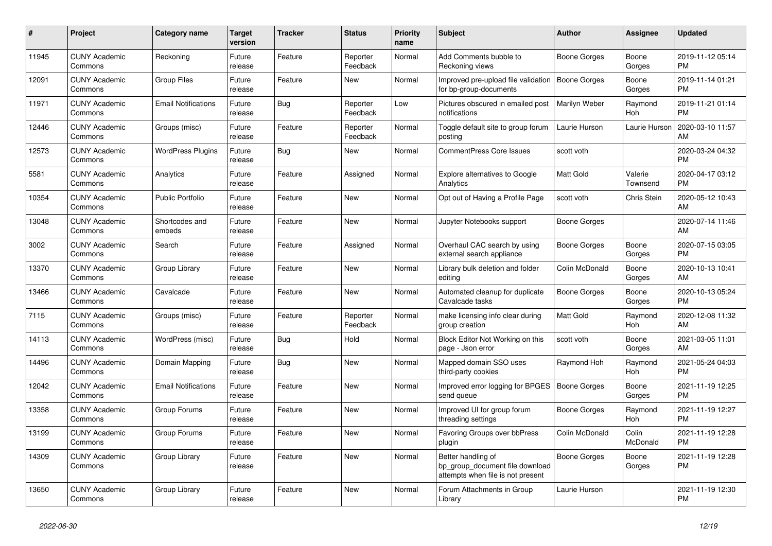| # | Project | Category name | Target version | Tracker | Status | Priority name | Subject | Author | Assignee | Updated |
|---|---|---|---|---|---|---|---|---|---|---|
| 11945 | CUNY Academic Commons | Reckoning | Future release | Feature | Reporter Feedback | Normal | Add Comments bubble to Reckoning views | Boone Gorges | Boone Gorges | 2019-11-12 05:14 PM |
| 12091 | CUNY Academic Commons | Group Files | Future release | Feature | New | Normal | Improved pre-upload file validation for bp-group-documents | Boone Gorges | Boone Gorges | 2019-11-14 01:21 PM |
| 11971 | CUNY Academic Commons | Email Notifications | Future release | Bug | Reporter Feedback | Low | Pictures obscured in emailed post notifications | Marilyn Weber | Raymond Hoh | 2019-11-21 01:14 PM |
| 12446 | CUNY Academic Commons | Groups (misc) | Future release | Feature | Reporter Feedback | Normal | Toggle default site to group forum posting | Laurie Hurson | Laurie Hurson | 2020-03-10 11:57 AM |
| 12573 | CUNY Academic Commons | WordPress Plugins | Future release | Bug | New | Normal | CommentPress Core Issues | scott voth | | 2020-03-24 04:32 PM |
| 5581 | CUNY Academic Commons | Analytics | Future release | Feature | Assigned | Normal | Explore alternatives to Google Analytics | Matt Gold | Valerie Townsend | 2020-04-17 03:12 PM |
| 10354 | CUNY Academic Commons | Public Portfolio | Future release | Feature | New | Normal | Opt out of Having a Profile Page | scott voth | Chris Stein | 2020-05-12 10:43 AM |
| 13048 | CUNY Academic Commons | Shortcodes and embeds | Future release | Feature | New | Normal | Jupyter Notebooks support | Boone Gorges | | 2020-07-14 11:46 AM |
| 3002 | CUNY Academic Commons | Search | Future release | Feature | Assigned | Normal | Overhaul CAC search by using external search appliance | Boone Gorges | Boone Gorges | 2020-07-15 03:05 PM |
| 13370 | CUNY Academic Commons | Group Library | Future release | Feature | New | Normal | Library bulk deletion and folder editing | Colin McDonald | Boone Gorges | 2020-10-13 10:41 AM |
| 13466 | CUNY Academic Commons | Cavalcade | Future release | Feature | New | Normal | Automated cleanup for duplicate Cavalcade tasks | Boone Gorges | Boone Gorges | 2020-10-13 05:24 PM |
| 7115 | CUNY Academic Commons | Groups (misc) | Future release | Feature | Reporter Feedback | Normal | make licensing info clear during group creation | Matt Gold | Raymond Hoh | 2020-12-08 11:32 AM |
| 14113 | CUNY Academic Commons | WordPress (misc) | Future release | Bug | Hold | Normal | Block Editor Not Working on this page - Json error | scott voth | Boone Gorges | 2021-03-05 11:01 AM |
| 14496 | CUNY Academic Commons | Domain Mapping | Future release | Bug | New | Normal | Mapped domain SSO uses third-party cookies | Raymond Hoh | Raymond Hoh | 2021-05-24 04:03 PM |
| 12042 | CUNY Academic Commons | Email Notifications | Future release | Feature | New | Normal | Improved error logging for BPGES send queue | Boone Gorges | Boone Gorges | 2021-11-19 12:25 PM |
| 13358 | CUNY Academic Commons | Group Forums | Future release | Feature | New | Normal | Improved UI for group forum threading settings | Boone Gorges | Raymond Hoh | 2021-11-19 12:27 PM |
| 13199 | CUNY Academic Commons | Group Forums | Future release | Feature | New | Normal | Favoring Groups over bbPress plugin | Colin McDonald | Colin McDonald | 2021-11-19 12:28 PM |
| 14309 | CUNY Academic Commons | Group Library | Future release | Feature | New | Normal | Better handling of bp_group_document file download attempts when file is not present | Boone Gorges | Boone Gorges | 2021-11-19 12:28 PM |
| 13650 | CUNY Academic Commons | Group Library | Future release | Feature | New | Normal | Forum Attachments in Group Library | Laurie Hurson | | 2021-11-19 12:30 PM |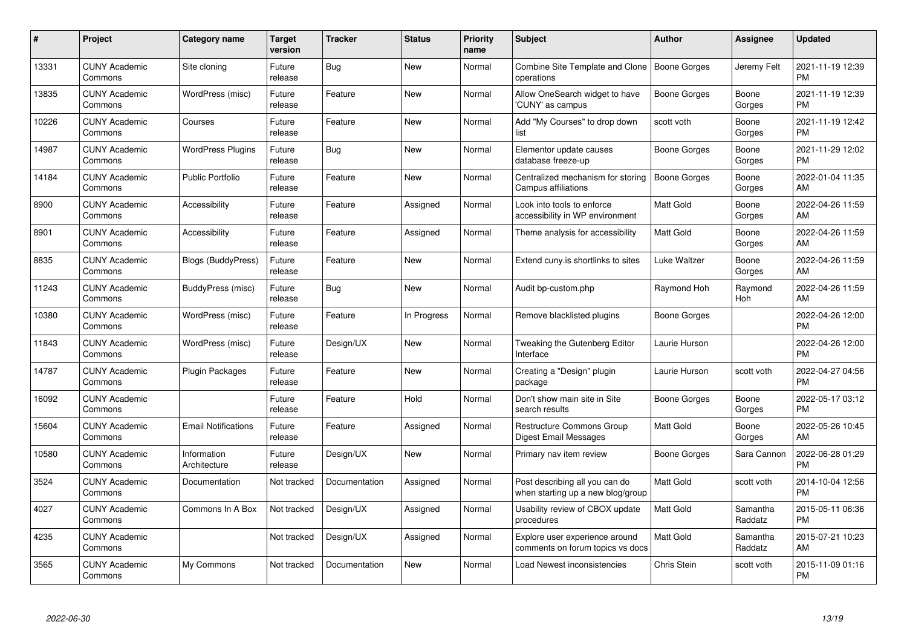| # | Project | Category name | Target version | Tracker | Status | Priority name | Subject | Author | Assignee | Updated |
|---|---|---|---|---|---|---|---|---|---|---|
| 13331 | CUNY Academic Commons | Site cloning | Future release | Bug | New | Normal | Combine Site Template and Clone operations | Boone Gorges | Jeremy Felt | 2021-11-19 12:39 PM |
| 13835 | CUNY Academic Commons | WordPress (misc) | Future release | Feature | New | Normal | Allow OneSearch widget to have 'CUNY' as campus | Boone Gorges | Boone Gorges | 2021-11-19 12:39 PM |
| 10226 | CUNY Academic Commons | Courses | Future release | Feature | New | Normal | Add "My Courses" to drop down list | scott voth | Boone Gorges | 2021-11-19 12:42 PM |
| 14987 | CUNY Academic Commons | WordPress Plugins | Future release | Bug | New | Normal | Elementor update causes database freeze-up | Boone Gorges | Boone Gorges | 2021-11-29 12:02 PM |
| 14184 | CUNY Academic Commons | Public Portfolio | Future release | Feature | New | Normal | Centralized mechanism for storing Campus affiliations | Boone Gorges | Boone Gorges | 2022-01-04 11:35 AM |
| 8900 | CUNY Academic Commons | Accessibility | Future release | Feature | Assigned | Normal | Look into tools to enforce accessibility in WP environment | Matt Gold | Boone Gorges | 2022-04-26 11:59 AM |
| 8901 | CUNY Academic Commons | Accessibility | Future release | Feature | Assigned | Normal | Theme analysis for accessibility | Matt Gold | Boone Gorges | 2022-04-26 11:59 AM |
| 8835 | CUNY Academic Commons | Blogs (BuddyPress) | Future release | Feature | New | Normal | Extend cuny.is shortlinks to sites | Luke Waltzer | Boone Gorges | 2022-04-26 11:59 AM |
| 11243 | CUNY Academic Commons | BuddyPress (misc) | Future release | Bug | New | Normal | Audit bp-custom.php | Raymond Hoh | Raymond Hoh | 2022-04-26 11:59 AM |
| 10380 | CUNY Academic Commons | WordPress (misc) | Future release | Feature | In Progress | Normal | Remove blacklisted plugins | Boone Gorges | | 2022-04-26 12:00 PM |
| 11843 | CUNY Academic Commons | WordPress (misc) | Future release | Design/UX | New | Normal | Tweaking the Gutenberg Editor Interface | Laurie Hurson | | 2022-04-26 12:00 PM |
| 14787 | CUNY Academic Commons | Plugin Packages | Future release | Feature | New | Normal | Creating a "Design" plugin package | Laurie Hurson | scott voth | 2022-04-27 04:56 PM |
| 16092 | CUNY Academic Commons | | Future release | Feature | Hold | Normal | Don't show main site in Site search results | Boone Gorges | Boone Gorges | 2022-05-17 03:12 PM |
| 15604 | CUNY Academic Commons | Email Notifications | Future release | Feature | Assigned | Normal | Restructure Commons Group Digest Email Messages | Matt Gold | Boone Gorges | 2022-05-26 10:45 AM |
| 10580 | CUNY Academic Commons | Information Architecture | Future release | Design/UX | New | Normal | Primary nav item review | Boone Gorges | Sara Cannon | 2022-06-28 01:29 PM |
| 3524 | CUNY Academic Commons | Documentation | Not tracked | Documentation | Assigned | Normal | Post describing all you can do when starting up a new blog/group | Matt Gold | scott voth | 2014-10-04 12:56 PM |
| 4027 | CUNY Academic Commons | Commons In A Box | Not tracked | Design/UX | Assigned | Normal | Usability review of CBOX update procedures | Matt Gold | Samantha Raddatz | 2015-05-11 06:36 PM |
| 4235 | CUNY Academic Commons | | Not tracked | Design/UX | Assigned | Normal | Explore user experience around comments on forum topics vs docs | Matt Gold | Samantha Raddatz | 2015-07-21 10:23 AM |
| 3565 | CUNY Academic Commons | My Commons | Not tracked | Documentation | New | Normal | Load Newest inconsistencies | Chris Stein | scott voth | 2015-11-09 01:16 PM |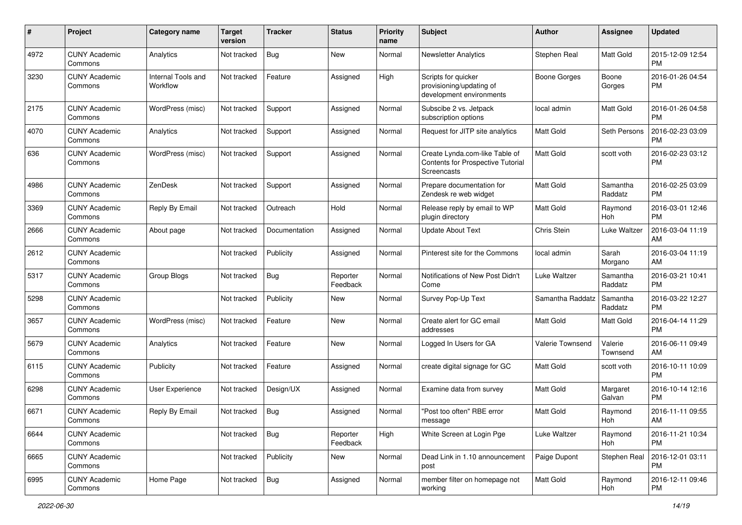| # | Project | Category name | Target version | Tracker | Status | Priority name | Subject | Author | Assignee | Updated |
|---|---|---|---|---|---|---|---|---|---|---|
| 4972 | CUNY Academic Commons | Analytics | Not tracked | Bug | New | Normal | Newsletter Analytics | Stephen Real | Matt Gold | 2015-12-09 12:54 PM |
| 3230 | CUNY Academic Commons | Internal Tools and Workflow | Not tracked | Feature | Assigned | High | Scripts for quicker provisioning/updating of development environments | Boone Gorges | Boone Gorges | 2016-01-26 04:54 PM |
| 2175 | CUNY Academic Commons | WordPress (misc) | Not tracked | Support | Assigned | Normal | Subscibe 2 vs. Jetpack subscription options | local admin | Matt Gold | 2016-01-26 04:58 PM |
| 4070 | CUNY Academic Commons | Analytics | Not tracked | Support | Assigned | Normal | Request for JITP site analytics | Matt Gold | Seth Persons | 2016-02-23 03:09 PM |
| 636 | CUNY Academic Commons | WordPress (misc) | Not tracked | Support | Assigned | Normal | Create Lynda.com-like Table of Contents for Prospective Tutorial Screencasts | Matt Gold | scott voth | 2016-02-23 03:12 PM |
| 4986 | CUNY Academic Commons | ZenDesk | Not tracked | Support | Assigned | Normal | Prepare documentation for Zendesk re web widget | Matt Gold | Samantha Raddatz | 2016-02-25 03:09 PM |
| 3369 | CUNY Academic Commons | Reply By Email | Not tracked | Outreach | Hold | Normal | Release reply by email to WP plugin directory | Matt Gold | Raymond Hoh | 2016-03-01 12:46 PM |
| 2666 | CUNY Academic Commons | About page | Not tracked | Documentation | Assigned | Normal | Update About Text | Chris Stein | Luke Waltzer | 2016-03-04 11:19 AM |
| 2612 | CUNY Academic Commons | | Not tracked | Publicity | Assigned | Normal | Pinterest site for the Commons | local admin | Sarah Morgano | 2016-03-04 11:19 AM |
| 5317 | CUNY Academic Commons | Group Blogs | Not tracked | Bug | Reporter Feedback | Normal | Notifications of New Post Didn't Come | Luke Waltzer | Samantha Raddatz | 2016-03-21 10:41 PM |
| 5298 | CUNY Academic Commons | | Not tracked | Publicity | New | Normal | Survey Pop-Up Text | Samantha Raddatz | Samantha Raddatz | 2016-03-22 12:27 PM |
| 3657 | CUNY Academic Commons | WordPress (misc) | Not tracked | Feature | New | Normal | Create alert for GC email addresses | Matt Gold | Matt Gold | 2016-04-14 11:29 PM |
| 5679 | CUNY Academic Commons | Analytics | Not tracked | Feature | New | Normal | Logged In Users for GA | Valerie Townsend | Valerie Townsend | 2016-06-11 09:49 AM |
| 6115 | CUNY Academic Commons | Publicity | Not tracked | Feature | Assigned | Normal | create digital signage for GC | Matt Gold | scott voth | 2016-10-11 10:09 PM |
| 6298 | CUNY Academic Commons | User Experience | Not tracked | Design/UX | Assigned | Normal | Examine data from survey | Matt Gold | Margaret Galvan | 2016-10-14 12:16 PM |
| 6671 | CUNY Academic Commons | Reply By Email | Not tracked | Bug | Assigned | Normal | "Post too often" RBE error message | Matt Gold | Raymond Hoh | 2016-11-11 09:55 AM |
| 6644 | CUNY Academic Commons | | Not tracked | Bug | Reporter Feedback | High | White Screen at Login Pge | Luke Waltzer | Raymond Hoh | 2016-11-21 10:34 PM |
| 6665 | CUNY Academic Commons | | Not tracked | Publicity | New | Normal | Dead Link in 1.10 announcement post | Paige Dupont | Stephen Real | 2016-12-01 03:11 PM |
| 6995 | CUNY Academic Commons | Home Page | Not tracked | Bug | Assigned | Normal | member filter on homepage not working | Matt Gold | Raymond Hoh | 2016-12-11 09:46 PM |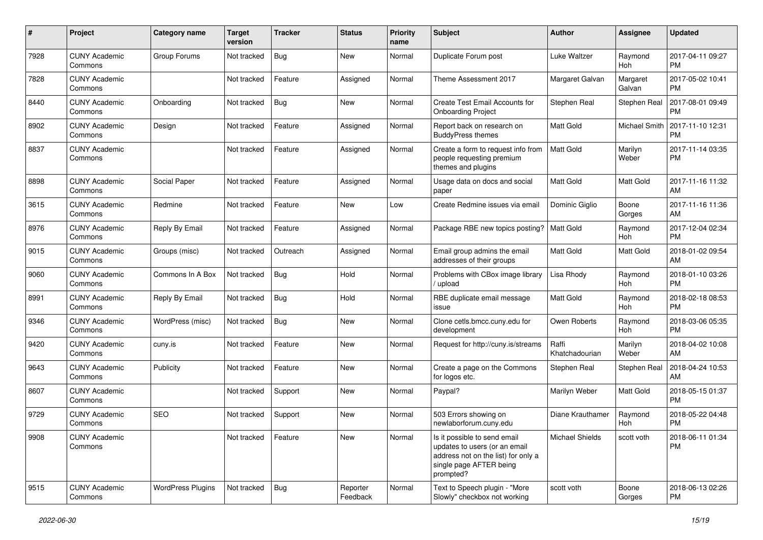| # | Project | Category name | Target version | Tracker | Status | Priority name | Subject | Author | Assignee | Updated |
|---|---|---|---|---|---|---|---|---|---|---|
| 7928 | CUNY Academic Commons | Group Forums | Not tracked | Bug | New | Normal | Duplicate Forum post | Luke Waltzer | Raymond Hoh | 2017-04-11 09:27 PM |
| 7828 | CUNY Academic Commons | | Not tracked | Feature | Assigned | Normal | Theme Assessment 2017 | Margaret Galvan | Margaret Galvan | 2017-05-02 10:41 PM |
| 8440 | CUNY Academic Commons | Onboarding | Not tracked | Bug | New | Normal | Create Test Email Accounts for Onboarding Project | Stephen Real | Stephen Real | 2017-08-01 09:49 PM |
| 8902 | CUNY Academic Commons | Design | Not tracked | Feature | Assigned | Normal | Report back on research on BuddyPress themes | Matt Gold | Michael Smith | 2017-11-10 12:31 PM |
| 8837 | CUNY Academic Commons | | Not tracked | Feature | Assigned | Normal | Create a form to request info from people requesting premium themes and plugins | Matt Gold | Marilyn Weber | 2017-11-14 03:35 PM |
| 8898 | CUNY Academic Commons | Social Paper | Not tracked | Feature | Assigned | Normal | Usage data on docs and social paper | Matt Gold | Matt Gold | 2017-11-16 11:32 AM |
| 3615 | CUNY Academic Commons | Redmine | Not tracked | Feature | New | Low | Create Redmine issues via email | Dominic Giglio | Boone Gorges | 2017-11-16 11:36 AM |
| 8976 | CUNY Academic Commons | Reply By Email | Not tracked | Feature | Assigned | Normal | Package RBE new topics posting? | Matt Gold | Raymond Hoh | 2017-12-04 02:34 PM |
| 9015 | CUNY Academic Commons | Groups (misc) | Not tracked | Outreach | Assigned | Normal | Email group admins the email addresses of their groups | Matt Gold | Matt Gold | 2018-01-02 09:54 AM |
| 9060 | CUNY Academic Commons | Commons In A Box | Not tracked | Bug | Hold | Normal | Problems with CBox image library / upload | Lisa Rhody | Raymond Hoh | 2018-01-10 03:26 PM |
| 8991 | CUNY Academic Commons | Reply By Email | Not tracked | Bug | Hold | Normal | RBE duplicate email message issue | Matt Gold | Raymond Hoh | 2018-02-18 08:53 PM |
| 9346 | CUNY Academic Commons | WordPress (misc) | Not tracked | Bug | New | Normal | Clone cetls.bmcc.cuny.edu for development | Owen Roberts | Raymond Hoh | 2018-03-06 05:35 PM |
| 9420 | CUNY Academic Commons | cuny.is | Not tracked | Feature | New | Normal | Request for http://cuny.is/streams | Raffi Khatchadourian | Marilyn Weber | 2018-04-02 10:08 AM |
| 9643 | CUNY Academic Commons | Publicity | Not tracked | Feature | New | Normal | Create a page on the Commons for logos etc. | Stephen Real | Stephen Real | 2018-04-24 10:53 AM |
| 8607 | CUNY Academic Commons | | Not tracked | Support | New | Normal | Paypal? | Marilyn Weber | Matt Gold | 2018-05-15 01:37 PM |
| 9729 | CUNY Academic Commons | SEO | Not tracked | Support | New | Normal | 503 Errors showing on newlaborforum.cuny.edu | Diane Krauthamer | Raymond Hoh | 2018-05-22 04:48 PM |
| 9908 | CUNY Academic Commons | | Not tracked | Feature | New | Normal | Is it possible to send email updates to users (or an email address not on the list) for only a single page AFTER being prompted? | Michael Shields | scott voth | 2018-06-11 01:34 PM |
| 9515 | CUNY Academic Commons | WordPress Plugins | Not tracked | Bug | Reporter Feedback | Normal | Text to Speech plugin - "More Slowly" checkbox not working | scott voth | Boone Gorges | 2018-06-13 02:26 PM |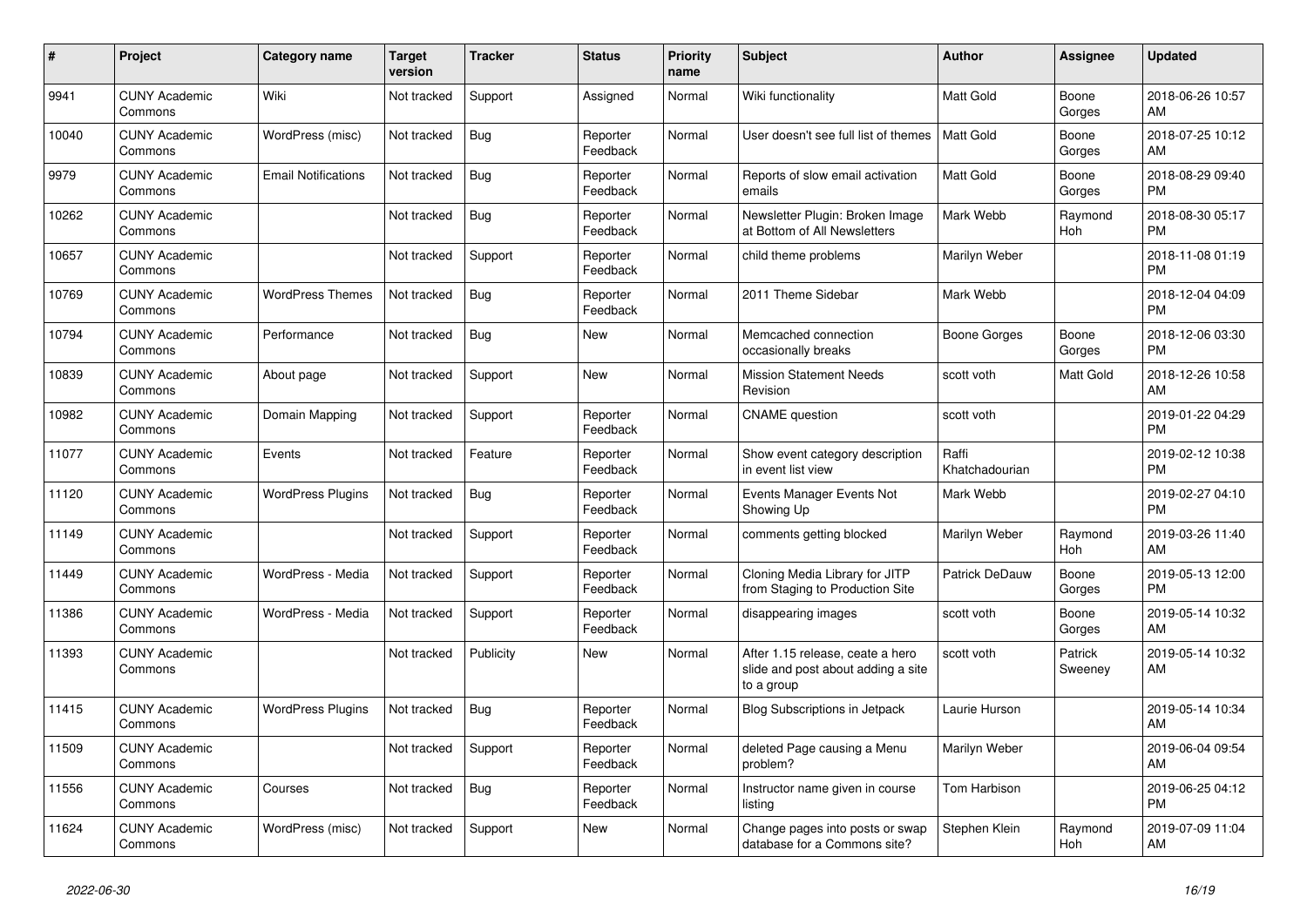| # | Project | Category name | Target version | Tracker | Status | Priority name | Subject | Author | Assignee | Updated |
|---|---|---|---|---|---|---|---|---|---|---|
| 9941 | CUNY Academic Commons | Wiki | Not tracked | Support | Assigned | Normal | Wiki functionality | Matt Gold | Boone Gorges | 2018-06-26 10:57 AM |
| 10040 | CUNY Academic Commons | WordPress (misc) | Not tracked | Bug | Reporter Feedback | Normal | User doesn't see full list of themes | Matt Gold | Boone Gorges | 2018-07-25 10:12 AM |
| 9979 | CUNY Academic Commons | Email Notifications | Not tracked | Bug | Reporter Feedback | Normal | Reports of slow email activation emails | Matt Gold | Boone Gorges | 2018-08-29 09:40 PM |
| 10262 | CUNY Academic Commons | | Not tracked | Bug | Reporter Feedback | Normal | Newsletter Plugin: Broken Image at Bottom of All Newsletters | Mark Webb | Raymond Hoh | 2018-08-30 05:17 PM |
| 10657 | CUNY Academic Commons | | Not tracked | Support | Reporter Feedback | Normal | child theme problems | Marilyn Weber | | 2018-11-08 01:19 PM |
| 10769 | CUNY Academic Commons | WordPress Themes | Not tracked | Bug | Reporter Feedback | Normal | 2011 Theme Sidebar | Mark Webb | | 2018-12-04 04:09 PM |
| 10794 | CUNY Academic Commons | Performance | Not tracked | Bug | New | Normal | Memcached connection occasionally breaks | Boone Gorges | Boone Gorges | 2018-12-06 03:30 PM |
| 10839 | CUNY Academic Commons | About page | Not tracked | Support | New | Normal | Mission Statement Needs Revision | scott voth | Matt Gold | 2018-12-26 10:58 AM |
| 10982 | CUNY Academic Commons | Domain Mapping | Not tracked | Support | Reporter Feedback | Normal | CNAME question | scott voth | | 2019-01-22 04:29 PM |
| 11077 | CUNY Academic Commons | Events | Not tracked | Feature | Reporter Feedback | Normal | Show event category description in event list view | Raffi Khatchadourian | | 2019-02-12 10:38 PM |
| 11120 | CUNY Academic Commons | WordPress Plugins | Not tracked | Bug | Reporter Feedback | Normal | Events Manager Events Not Showing Up | Mark Webb | | 2019-02-27 04:10 PM |
| 11149 | CUNY Academic Commons | | Not tracked | Support | Reporter Feedback | Normal | comments getting blocked | Marilyn Weber | Raymond Hoh | 2019-03-26 11:40 AM |
| 11449 | CUNY Academic Commons | WordPress - Media | Not tracked | Support | Reporter Feedback | Normal | Cloning Media Library for JITP from Staging to Production Site | Patrick DeDauw | Boone Gorges | 2019-05-13 12:00 PM |
| 11386 | CUNY Academic Commons | WordPress - Media | Not tracked | Support | Reporter Feedback | Normal | disappearing images | scott voth | Boone Gorges | 2019-05-14 10:32 AM |
| 11393 | CUNY Academic Commons | | Not tracked | Publicity | New | Normal | After 1.15 release, ceate a hero slide and post about adding a site to a group | scott voth | Patrick Sweeney | 2019-05-14 10:32 AM |
| 11415 | CUNY Academic Commons | WordPress Plugins | Not tracked | Bug | Reporter Feedback | Normal | Blog Subscriptions in Jetpack | Laurie Hurson | | 2019-05-14 10:34 AM |
| 11509 | CUNY Academic Commons | | Not tracked | Support | Reporter Feedback | Normal | deleted Page causing a Menu problem? | Marilyn Weber | | 2019-06-04 09:54 AM |
| 11556 | CUNY Academic Commons | Courses | Not tracked | Bug | Reporter Feedback | Normal | Instructor name given in course listing | Tom Harbison | | 2019-06-25 04:12 PM |
| 11624 | CUNY Academic Commons | WordPress (misc) | Not tracked | Support | New | Normal | Change pages into posts or swap database for a Commons site? | Stephen Klein | Raymond Hoh | 2019-07-09 11:04 AM |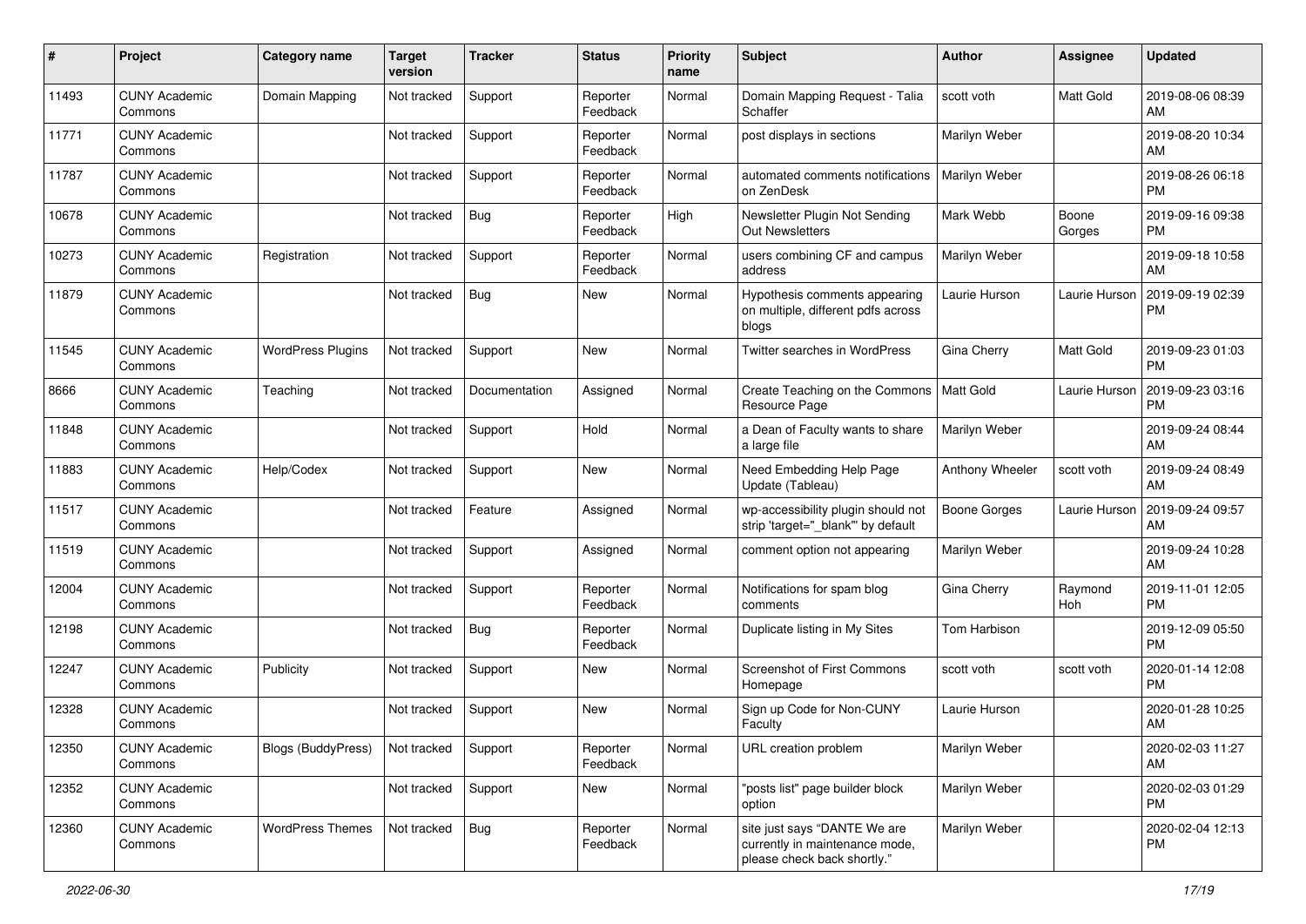| # | Project | Category name | Target version | Tracker | Status | Priority name | Subject | Author | Assignee | Updated |
|---|---|---|---|---|---|---|---|---|---|---|
| 11493 | CUNY Academic Commons | Domain Mapping | Not tracked | Support | Reporter Feedback | Normal | Domain Mapping Request - Talia Schaffer | scott voth | Matt Gold | 2019-08-06 08:39 AM |
| 11771 | CUNY Academic Commons | | Not tracked | Support | Reporter Feedback | Normal | post displays in sections | Marilyn Weber | | 2019-08-20 10:34 AM |
| 11787 | CUNY Academic Commons | | Not tracked | Support | Reporter Feedback | Normal | automated comments notifications on ZenDesk | Marilyn Weber | | 2019-08-26 06:18 PM |
| 10678 | CUNY Academic Commons | | Not tracked | Bug | Reporter Feedback | High | Newsletter Plugin Not Sending Out Newsletters | Mark Webb | Boone Gorges | 2019-09-16 09:38 PM |
| 10273 | CUNY Academic Commons | Registration | Not tracked | Support | Reporter Feedback | Normal | users combining CF and campus address | Marilyn Weber | | 2019-09-18 10:58 AM |
| 11879 | CUNY Academic Commons | | Not tracked | Bug | New | Normal | Hypothesis comments appearing on multiple, different pdfs across blogs | Laurie Hurson | Laurie Hurson | 2019-09-19 02:39 PM |
| 11545 | CUNY Academic Commons | WordPress Plugins | Not tracked | Support | New | Normal | Twitter searches in WordPress | Gina Cherry | Matt Gold | 2019-09-23 01:03 PM |
| 8666 | CUNY Academic Commons | Teaching | Not tracked | Documentation | Assigned | Normal | Create Teaching on the Commons Resource Page | Matt Gold | Laurie Hurson | 2019-09-23 03:16 PM |
| 11848 | CUNY Academic Commons | | Not tracked | Support | Hold | Normal | a Dean of Faculty wants to share a large file | Marilyn Weber | | 2019-09-24 08:44 AM |
| 11883 | CUNY Academic Commons | Help/Codex | Not tracked | Support | New | Normal | Need Embedding Help Page Update (Tableau) | Anthony Wheeler | scott voth | 2019-09-24 08:49 AM |
| 11517 | CUNY Academic Commons | | Not tracked | Feature | Assigned | Normal | wp-accessibility plugin should not strip 'target="_blank"' by default | Boone Gorges | Laurie Hurson | 2019-09-24 09:57 AM |
| 11519 | CUNY Academic Commons | | Not tracked | Support | Assigned | Normal | comment option not appearing | Marilyn Weber | | 2019-09-24 10:28 AM |
| 12004 | CUNY Academic Commons | | Not tracked | Support | Reporter Feedback | Normal | Notifications for spam blog comments | Gina Cherry | Raymond Hoh | 2019-11-01 12:05 PM |
| 12198 | CUNY Academic Commons | | Not tracked | Bug | Reporter Feedback | Normal | Duplicate listing in My Sites | Tom Harbison | | 2019-12-09 05:50 PM |
| 12247 | CUNY Academic Commons | Publicity | Not tracked | Support | New | Normal | Screenshot of First Commons Homepage | scott voth | scott voth | 2020-01-14 12:08 PM |
| 12328 | CUNY Academic Commons | | Not tracked | Support | New | Normal | Sign up Code for Non-CUNY Faculty | Laurie Hurson | | 2020-01-28 10:25 AM |
| 12350 | CUNY Academic Commons | Blogs (BuddyPress) | Not tracked | Support | Reporter Feedback | Normal | URL creation problem | Marilyn Weber | | 2020-02-03 11:27 AM |
| 12352 | CUNY Academic Commons | | Not tracked | Support | New | Normal | "posts list" page builder block option | Marilyn Weber | | 2020-02-03 01:29 PM |
| 12360 | CUNY Academic Commons | WordPress Themes | Not tracked | Bug | Reporter Feedback | Normal | site just says "DANTE We are currently in maintenance mode, please check back shortly." | Marilyn Weber | | 2020-02-04 12:13 PM |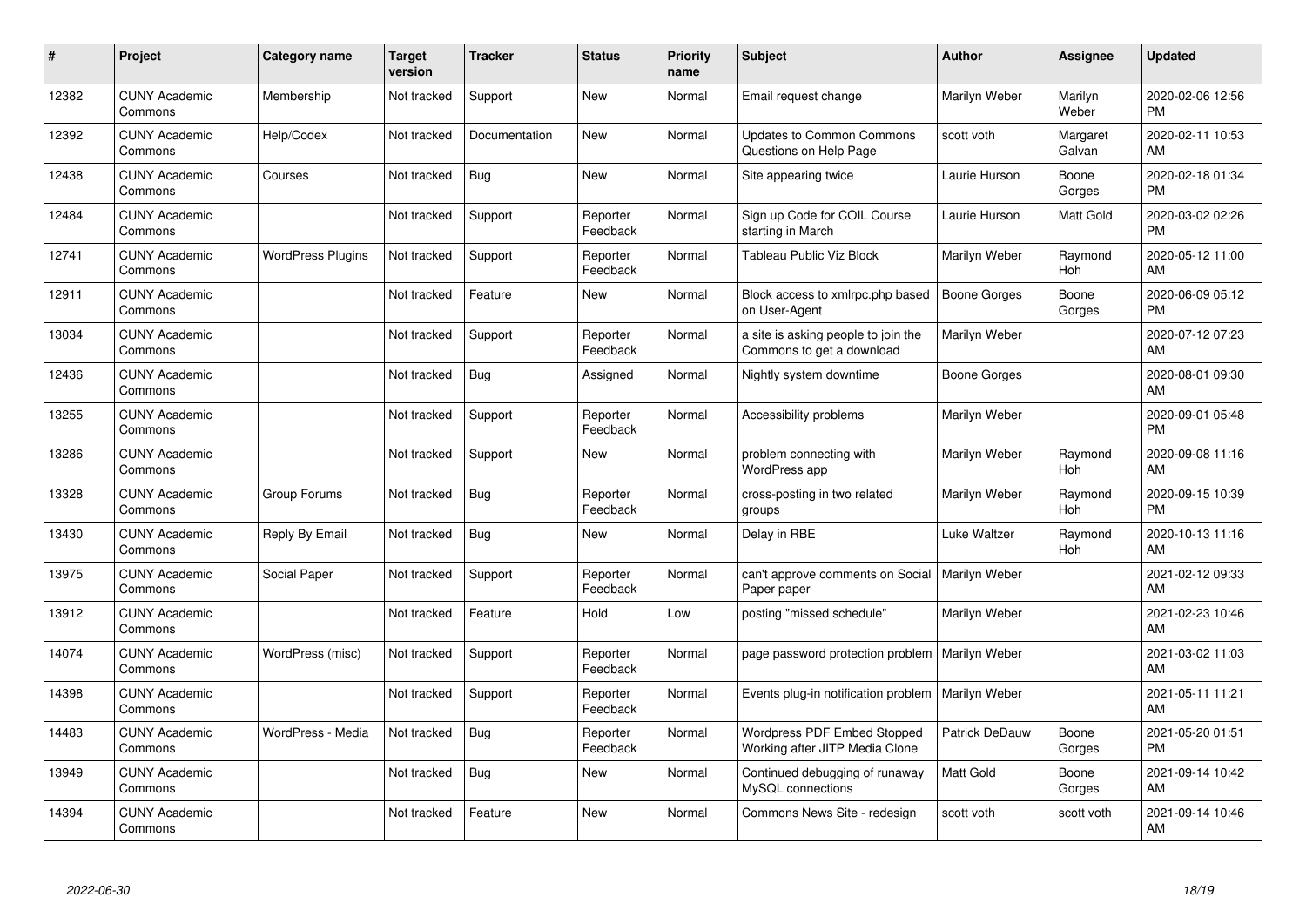| # | Project | Category name | Target version | Tracker | Status | Priority name | Subject | Author | Assignee | Updated |
|---|---|---|---|---|---|---|---|---|---|---|
| 12382 | CUNY Academic Commons | Membership | Not tracked | Support | New | Normal | Email request change | Marilyn Weber | Marilyn Weber | 2020-02-06 12:56 PM |
| 12392 | CUNY Academic Commons | Help/Codex | Not tracked | Documentation | New | Normal | Updates to Common Commons Questions on Help Page | scott voth | Margaret Galvan | 2020-02-11 10:53 AM |
| 12438 | CUNY Academic Commons | Courses | Not tracked | Bug | New | Normal | Site appearing twice | Laurie Hurson | Boone Gorges | 2020-02-18 01:34 PM |
| 12484 | CUNY Academic Commons | | Not tracked | Support | Reporter Feedback | Normal | Sign up Code for COIL Course starting in March | Laurie Hurson | Matt Gold | 2020-03-02 02:26 PM |
| 12741 | CUNY Academic Commons | WordPress Plugins | Not tracked | Support | Reporter Feedback | Normal | Tableau Public Viz Block | Marilyn Weber | Raymond Hoh | 2020-05-12 11:00 AM |
| 12911 | CUNY Academic Commons | | Not tracked | Feature | New | Normal | Block access to xmlrpc.php based on User-Agent | Boone Gorges | Boone Gorges | 2020-06-09 05:12 PM |
| 13034 | CUNY Academic Commons | | Not tracked | Support | Reporter Feedback | Normal | a site is asking people to join the Commons to get a download | Marilyn Weber | | 2020-07-12 07:23 AM |
| 12436 | CUNY Academic Commons | | Not tracked | Bug | Assigned | Normal | Nightly system downtime | Boone Gorges | | 2020-08-01 09:30 AM |
| 13255 | CUNY Academic Commons | | Not tracked | Support | Reporter Feedback | Normal | Accessibility problems | Marilyn Weber | | 2020-09-01 05:48 PM |
| 13286 | CUNY Academic Commons | | Not tracked | Support | New | Normal | problem connecting with WordPress app | Marilyn Weber | Raymond Hoh | 2020-09-08 11:16 AM |
| 13328 | CUNY Academic Commons | Group Forums | Not tracked | Bug | Reporter Feedback | Normal | cross-posting in two related groups | Marilyn Weber | Raymond Hoh | 2020-09-15 10:39 PM |
| 13430 | CUNY Academic Commons | Reply By Email | Not tracked | Bug | New | Normal | Delay in RBE | Luke Waltzer | Raymond Hoh | 2020-10-13 11:16 AM |
| 13975 | CUNY Academic Commons | Social Paper | Not tracked | Support | Reporter Feedback | Normal | can't approve comments on Social Paper paper | Marilyn Weber | | 2021-02-12 09:33 AM |
| 13912 | CUNY Academic Commons | | Not tracked | Feature | Hold | Low | posting "missed schedule" | Marilyn Weber | | 2021-02-23 10:46 AM |
| 14074 | CUNY Academic Commons | WordPress (misc) | Not tracked | Support | Reporter Feedback | Normal | page password protection problem | Marilyn Weber | | 2021-03-02 11:03 AM |
| 14398 | CUNY Academic Commons | | Not tracked | Support | Reporter Feedback | Normal | Events plug-in notification problem | Marilyn Weber | | 2021-05-11 11:21 AM |
| 14483 | CUNY Academic Commons | WordPress - Media | Not tracked | Bug | Reporter Feedback | Normal | Wordpress PDF Embed Stopped Working after JITP Media Clone | Patrick DeDauw | Boone Gorges | 2021-05-20 01:51 PM |
| 13949 | CUNY Academic Commons | | Not tracked | Bug | New | Normal | Continued debugging of runaway MySQL connections | Matt Gold | Boone Gorges | 2021-09-14 10:42 AM |
| 14394 | CUNY Academic Commons | | Not tracked | Feature | New | Normal | Commons News Site - redesign | scott voth | scott voth | 2021-09-14 10:46 AM |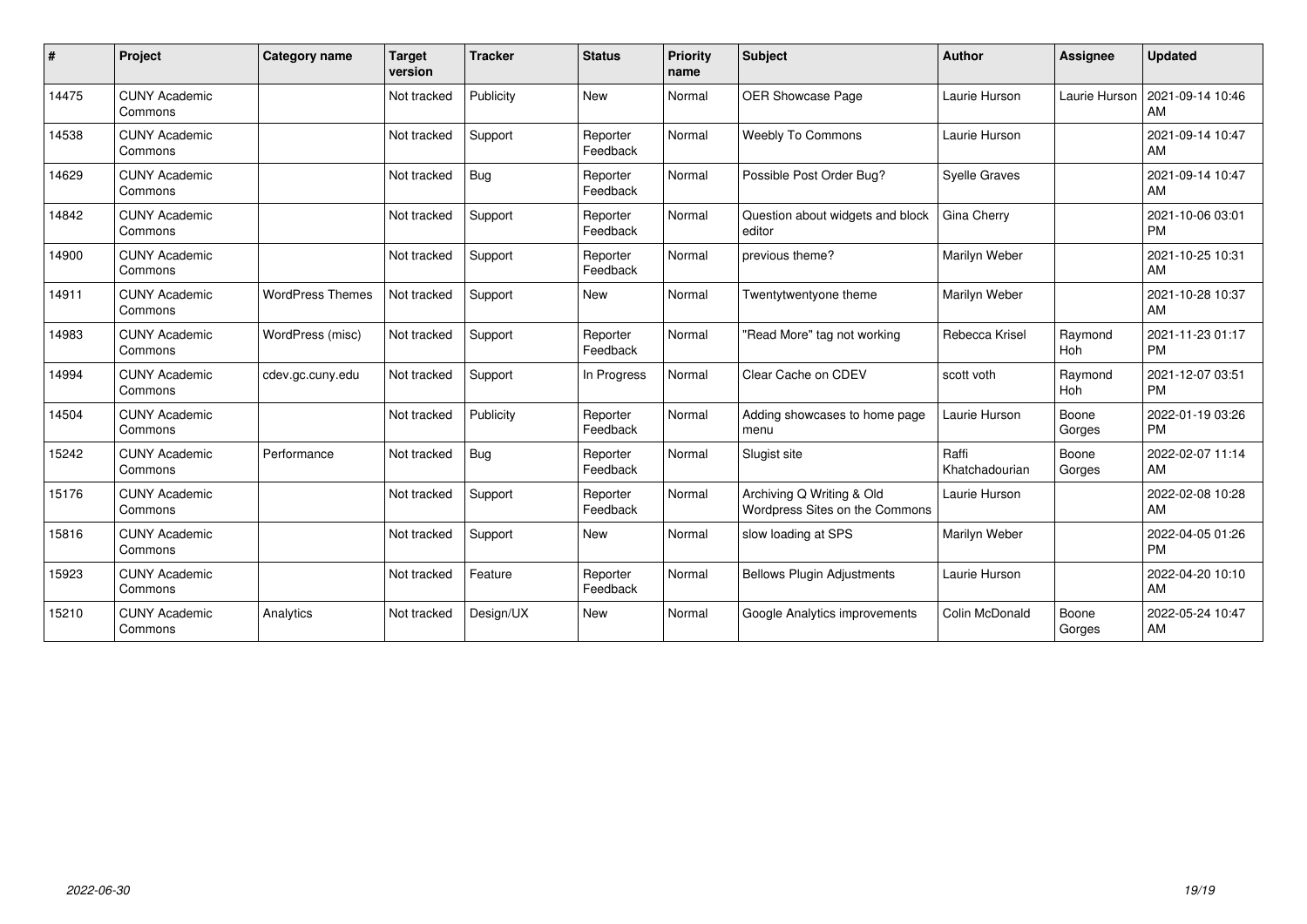| # | Project | Category name | Target version | Tracker | Status | Priority name | Subject | Author | Assignee | Updated |
|---|---|---|---|---|---|---|---|---|---|---|
| 14475 | CUNY Academic Commons | | Not tracked | Publicity | New | Normal | OER Showcase Page | Laurie Hurson | Laurie Hurson | 2021-09-14 10:46 AM |
| 14538 | CUNY Academic Commons | | Not tracked | Support | Reporter Feedback | Normal | Weebly To Commons | Laurie Hurson | | 2021-09-14 10:47 AM |
| 14629 | CUNY Academic Commons | | Not tracked | Bug | Reporter Feedback | Normal | Possible Post Order Bug? | Syelle Graves | | 2021-09-14 10:47 AM |
| 14842 | CUNY Academic Commons | | Not tracked | Support | Reporter Feedback | Normal | Question about widgets and block editor | Gina Cherry | | 2021-10-06 03:01 PM |
| 14900 | CUNY Academic Commons | | Not tracked | Support | Reporter Feedback | Normal | previous theme? | Marilyn Weber | | 2021-10-25 10:31 AM |
| 14911 | CUNY Academic Commons | WordPress Themes | Not tracked | Support | New | Normal | Twentytwentyone theme | Marilyn Weber | | 2021-10-28 10:37 AM |
| 14983 | CUNY Academic Commons | WordPress (misc) | Not tracked | Support | Reporter Feedback | Normal | "Read More" tag not working | Rebecca Krisel | Raymond Hoh | 2021-11-23 01:17 PM |
| 14994 | CUNY Academic Commons | cdev.gc.cuny.edu | Not tracked | Support | In Progress | Normal | Clear Cache on CDEV | scott voth | Raymond Hoh | 2021-12-07 03:51 PM |
| 14504 | CUNY Academic Commons | | Not tracked | Publicity | Reporter Feedback | Normal | Adding showcases to home page menu | Laurie Hurson | Boone Gorges | 2022-01-19 03:26 PM |
| 15242 | CUNY Academic Commons | Performance | Not tracked | Bug | Reporter Feedback | Normal | Slugist site | Raffi Khatchadourian | Boone Gorges | 2022-02-07 11:14 AM |
| 15176 | CUNY Academic Commons | | Not tracked | Support | Reporter Feedback | Normal | Archiving Q Writing & Old Wordpress Sites on the Commons | Laurie Hurson | | 2022-02-08 10:28 AM |
| 15816 | CUNY Academic Commons | | Not tracked | Support | New | Normal | slow loading at SPS | Marilyn Weber | | 2022-04-05 01:26 PM |
| 15923 | CUNY Academic Commons | | Not tracked | Feature | Reporter Feedback | Normal | Bellows Plugin Adjustments | Laurie Hurson | | 2022-04-20 10:10 AM |
| 15210 | CUNY Academic Commons | Analytics | Not tracked | Design/UX | New | Normal | Google Analytics improvements | Colin McDonald | Boone Gorges | 2022-05-24 10:47 AM |